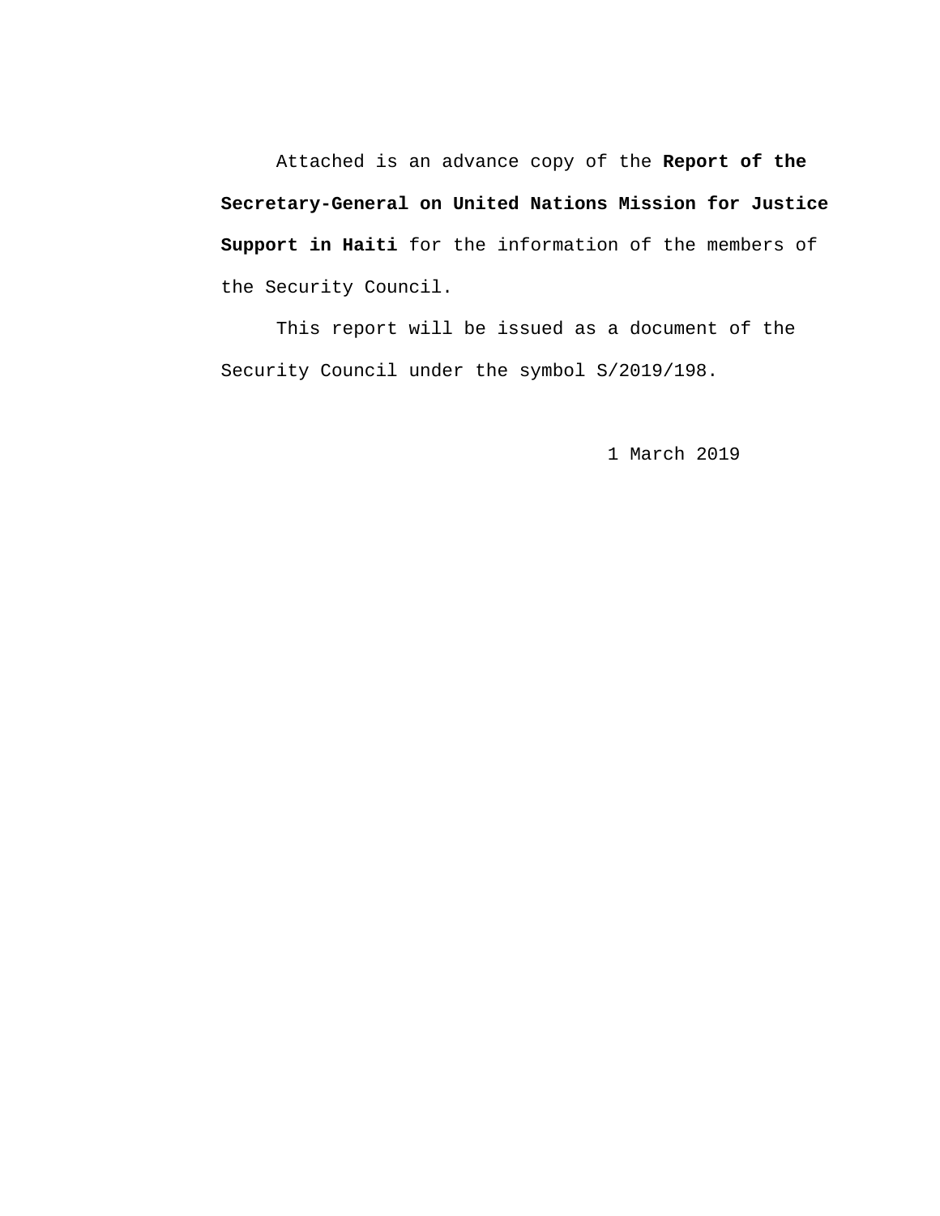Attached is an advance copy of the **Report of the Secretary-General on United Nations Mission for Justice Support in Haiti** for the information of the members of the Security Council.

This report will be issued as a document of the Security Council under the symbol S/2019/198.

1 March 2019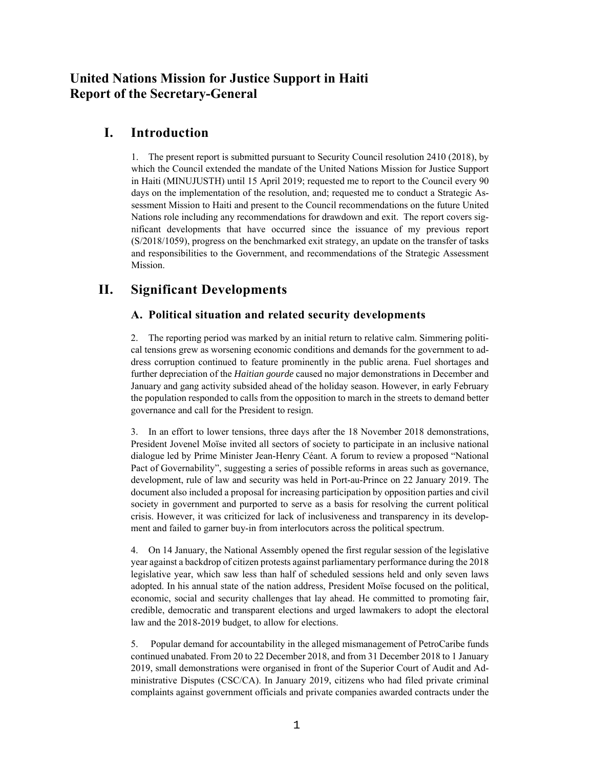# United Nations Mission for Justice Support in Haiti
# Report of the Secretary-General

## I. Introduction

1. The present report is submitted pursuant to Security Council resolution 2410 (2018), by which the Council extended the mandate of the United Nations Mission for Justice Support in Haiti (MINUJUSTH) until 15 April 2019; requested me to report to the Council every 90 days on the implementation of the resolution, and; requested me to conduct a Strategic Assessment Mission to Haiti and present to the Council recommendations on the future United Nations role including any recommendations for drawdown and exit. The report covers significant developments that have occurred since the issuance of my previous report (S/2018/1059), progress on the benchmarked exit strategy, an update on the transfer of tasks and responsibilities to the Government, and recommendations of the Strategic Assessment Mission.

## II. Significant Developments

### A. Political situation and related security developments

2. The reporting period was marked by an initial return to relative calm. Simmering political tensions grew as worsening economic conditions and demands for the government to address corruption continued to feature prominently in the public arena. Fuel shortages and further depreciation of the *Haitian gourde* caused no major demonstrations in December and January and gang activity subsided ahead of the holiday season. However, in early February the population responded to calls from the opposition to march in the streets to demand better governance and call for the President to resign.

3. In an effort to lower tensions, three days after the 18 November 2018 demonstrations, President Jovenel Moïse invited all sectors of society to participate in an inclusive national dialogue led by Prime Minister Jean-Henry Céant. A forum to review a proposed "National Pact of Governability", suggesting a series of possible reforms in areas such as governance, development, rule of law and security was held in Port-au-Prince on 22 January 2019. The document also included a proposal for increasing participation by opposition parties and civil society in government and purported to serve as a basis for resolving the current political crisis. However, it was criticized for lack of inclusiveness and transparency in its development and failed to garner buy-in from interlocutors across the political spectrum.

4. On 14 January, the National Assembly opened the first regular session of the legislative year against a backdrop of citizen protests against parliamentary performance during the 2018 legislative year, which saw less than half of scheduled sessions held and only seven laws adopted. In his annual state of the nation address, President Moïse focused on the political, economic, social and security challenges that lay ahead. He committed to promoting fair, credible, democratic and transparent elections and urged lawmakers to adopt the electoral law and the 2018-2019 budget, to allow for elections.

5. Popular demand for accountability in the alleged mismanagement of PetroCaribe funds continued unabated. From 20 to 22 December 2018, and from 31 December 2018 to 1 January 2019, small demonstrations were organised in front of the Superior Court of Audit and Administrative Disputes (CSC/CA). In January 2019, citizens who had filed private criminal complaints against government officials and private companies awarded contracts under the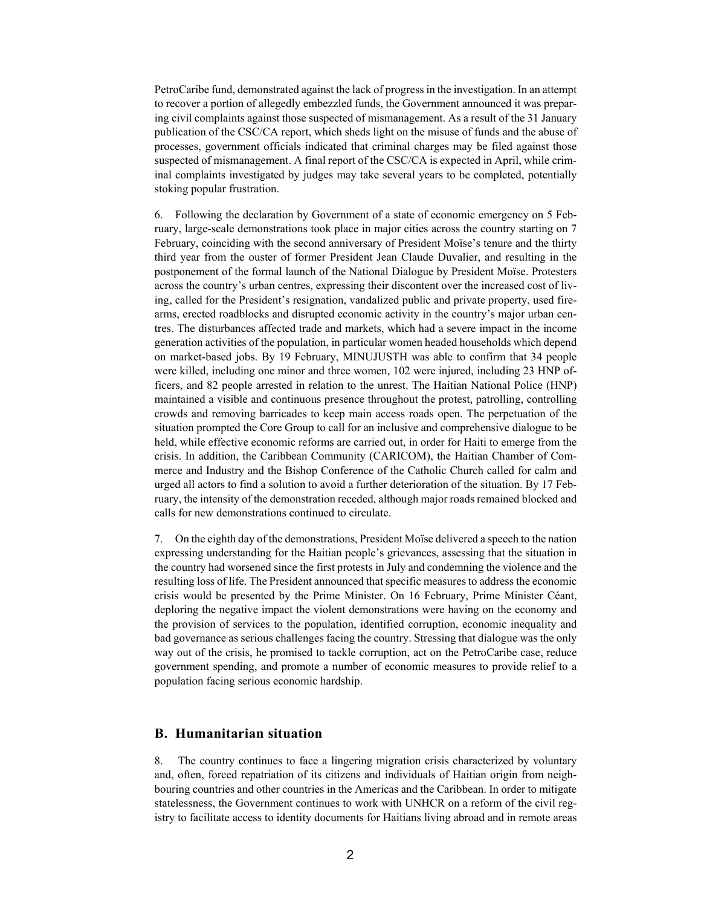PetroCaribe fund, demonstrated against the lack of progress in the investigation. In an attempt to recover a portion of allegedly embezzled funds, the Government announced it was preparing civil complaints against those suspected of mismanagement. As a result of the 31 January publication of the CSC/CA report, which sheds light on the misuse of funds and the abuse of processes, government officials indicated that criminal charges may be filed against those suspected of mismanagement. A final report of the CSC/CA is expected in April, while criminal complaints investigated by judges may take several years to be completed, potentially stoking popular frustration.

6. Following the declaration by Government of a state of economic emergency on 5 February, large-scale demonstrations took place in major cities across the country starting on 7 February, coinciding with the second anniversary of President Moïse's tenure and the thirty third year from the ouster of former President Jean Claude Duvalier, and resulting in the postponement of the formal launch of the National Dialogue by President Moïse. Protesters across the country's urban centres, expressing their discontent over the increased cost of living, called for the President's resignation, vandalized public and private property, used firearms, erected roadblocks and disrupted economic activity in the country's major urban centres. The disturbances affected trade and markets, which had a severe impact in the income generation activities of the population, in particular women headed households which depend on market-based jobs. By 19 February, MINUJUSTH was able to confirm that 34 people were killed, including one minor and three women, 102 were injured, including 23 HNP officers, and 82 people arrested in relation to the unrest. The Haitian National Police (HNP) maintained a visible and continuous presence throughout the protest, patrolling, controlling crowds and removing barricades to keep main access roads open. The perpetuation of the situation prompted the Core Group to call for an inclusive and comprehensive dialogue to be held, while effective economic reforms are carried out, in order for Haiti to emerge from the crisis. In addition, the Caribbean Community (CARICOM), the Haitian Chamber of Commerce and Industry and the Bishop Conference of the Catholic Church called for calm and urged all actors to find a solution to avoid a further deterioration of the situation. By 17 February, the intensity of the demonstration receded, although major roads remained blocked and calls for new demonstrations continued to circulate.

7. On the eighth day of the demonstrations, President Moïse delivered a speech to the nation expressing understanding for the Haitian people's grievances, assessing that the situation in the country had worsened since the first protests in July and condemning the violence and the resulting loss of life. The President announced that specific measures to address the economic crisis would be presented by the Prime Minister. On 16 February, Prime Minister Céant, deploring the negative impact the violent demonstrations were having on the economy and the provision of services to the population, identified corruption, economic inequality and bad governance as serious challenges facing the country. Stressing that dialogue was the only way out of the crisis, he promised to tackle corruption, act on the PetroCaribe case, reduce government spending, and promote a number of economic measures to provide relief to a population facing serious economic hardship.

## B. Humanitarian situation

8. The country continues to face a lingering migration crisis characterized by voluntary and, often, forced repatriation of its citizens and individuals of Haitian origin from neighbouring countries and other countries in the Americas and the Caribbean. In order to mitigate statelessness, the Government continues to work with UNHCR on a reform of the civil registry to facilitate access to identity documents for Haitians living abroad and in remote areas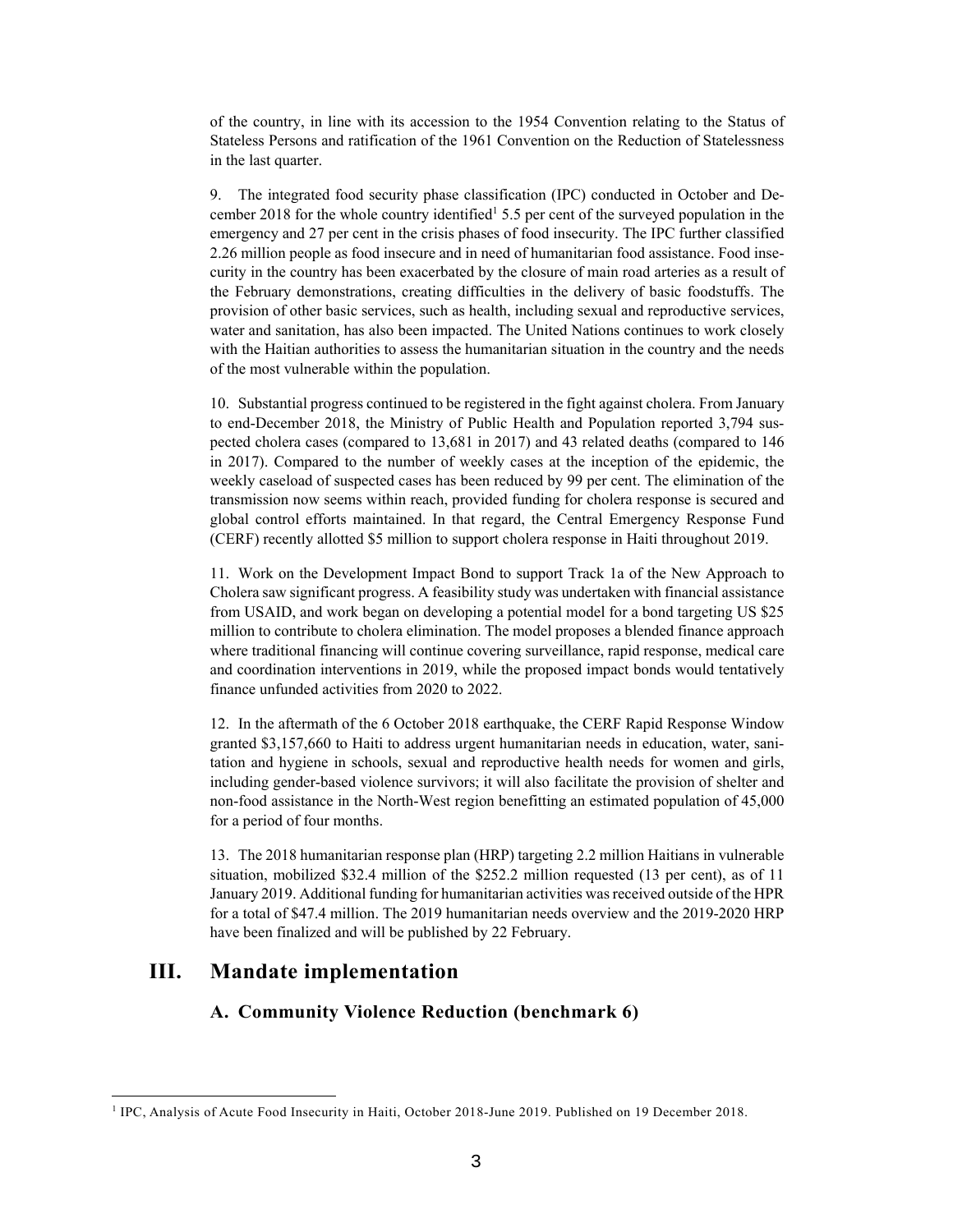of the country, in line with its accession to the 1954 Convention relating to the Status of Stateless Persons and ratification of the 1961 Convention on the Reduction of Statelessness in the last quarter.

9. The integrated food security phase classification (IPC) conducted in October and December 2018 for the whole country identified[1] 5.5 per cent of the surveyed population in the emergency and 27 per cent in the crisis phases of food insecurity. The IPC further classified 2.26 million people as food insecure and in need of humanitarian food assistance. Food insecurity in the country has been exacerbated by the closure of main road arteries as a result of the February demonstrations, creating difficulties in the delivery of basic foodstuffs. The provision of other basic services, such as health, including sexual and reproductive services, water and sanitation, has also been impacted. The United Nations continues to work closely with the Haitian authorities to assess the humanitarian situation in the country and the needs of the most vulnerable within the population.

10. Substantial progress continued to be registered in the fight against cholera. From January to end-December 2018, the Ministry of Public Health and Population reported 3,794 suspected cholera cases (compared to 13,681 in 2017) and 43 related deaths (compared to 146 in 2017). Compared to the number of weekly cases at the inception of the epidemic, the weekly caseload of suspected cases has been reduced by 99 per cent. The elimination of the transmission now seems within reach, provided funding for cholera response is secured and global control efforts maintained. In that regard, the Central Emergency Response Fund (CERF) recently allotted $5 million to support cholera response in Haiti throughout 2019.

11. Work on the Development Impact Bond to support Track 1a of the New Approach to Cholera saw significant progress. A feasibility study was undertaken with financial assistance from USAID, and work began on developing a potential model for a bond targeting US $25 million to contribute to cholera elimination. The model proposes a blended finance approach where traditional financing will continue covering surveillance, rapid response, medical care and coordination interventions in 2019, while the proposed impact bonds would tentatively finance unfunded activities from 2020 to 2022.

12. In the aftermath of the 6 October 2018 earthquake, the CERF Rapid Response Window granted $3,157,660 to Haiti to address urgent humanitarian needs in education, water, sanitation and hygiene in schools, sexual and reproductive health needs for women and girls, including gender-based violence survivors; it will also facilitate the provision of shelter and non-food assistance in the North-West region benefitting an estimated population of 45,000 for a period of four months.

13. The 2018 humanitarian response plan (HRP) targeting 2.2 million Haitians in vulnerable situation, mobilized $32.4 million of the $252.2 million requested (13 per cent), as of 11 January 2019. Additional funding for humanitarian activities was received outside of the HPR for a total of $47.4 million. The 2019 humanitarian needs overview and the 2019-2020 HRP have been finalized and will be published by 22 February.

# III. Mandate implementation

## A. Community Violence Reduction (benchmark 6)

[1] IPC, Analysis of Acute Food Insecurity in Haiti, October 2018-June 2019. Published on 19 December 2018.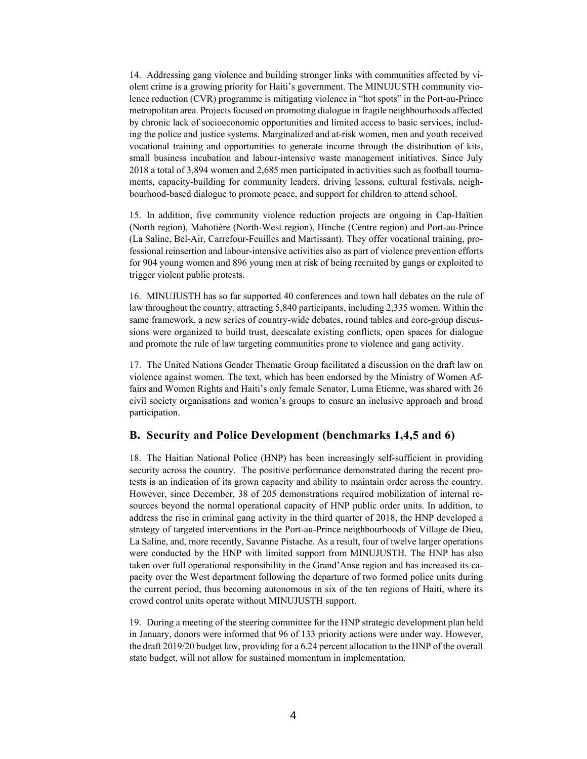14. Addressing gang violence and building stronger links with communities affected by violent crime is a growing priority for Haiti's government. The MINUJUSTH community violence reduction (CVR) programme is mitigating violence in "hot spots" in the Port-au-Prince metropolitan area. Projects focused on promoting dialogue in fragile neighbourhoods affected by chronic lack of socioeconomic opportunities and limited access to basic services, including the police and justice systems. Marginalized and at-risk women, men and youth received vocational training and opportunities to generate income through the distribution of kits, small business incubation and labour-intensive waste management initiatives. Since July 2018 a total of 3,894 women and 2,685 men participated in activities such as football tournaments, capacity-building for community leaders, driving lessons, cultural festivals, neighbourhood-based dialogue to promote peace, and support for children to attend school.

15. In addition, five community violence reduction projects are ongoing in Cap-Haïtien (North region), Mahotière (North-West region), Hinche (Centre region) and Port-au-Prince (La Saline, Bel-Air, Carrefour-Feuilles and Martissant). They offer vocational training, professional reinsertion and labour-intensive activities also as part of violence prevention efforts for 904 young women and 896 young men at risk of being recruited by gangs or exploited to trigger violent public protests.

16. MINUJUSTH has so far supported 40 conferences and town hall debates on the rule of law throughout the country, attracting 5,840 participants, including 2,335 women. Within the same framework, a new series of country-wide debates, round tables and core-group discussions were organized to build trust, deescalate existing conflicts, open spaces for dialogue and promote the rule of law targeting communities prone to violence and gang activity.

17. The United Nations Gender Thematic Group facilitated a discussion on the draft law on violence against women. The text, which has been endorsed by the Ministry of Women Affairs and Women Rights and Haiti's only female Senator, Luma Etienne, was shared with 26 civil society organisations and women's groups to ensure an inclusive approach and broad participation.

## B. Security and Police Development (benchmarks 1,4,5 and 6)

18. The Haitian National Police (HNP) has been increasingly self-sufficient in providing security across the country. The positive performance demonstrated during the recent protests is an indication of its grown capacity and ability to maintain order across the country. However, since December, 38 of 205 demonstrations required mobilization of internal resources beyond the normal operational capacity of HNP public order units. In addition, to address the rise in criminal gang activity in the third quarter of 2018, the HNP developed a strategy of targeted interventions in the Port-au-Prince neighbourhoods of Village de Dieu, La Saline, and, more recently, Savanne Pistache. As a result, four of twelve larger operations were conducted by the HNP with limited support from MINUJUSTH. The HNP has also taken over full operational responsibility in the Grand'Anse region and has increased its capacity over the West department following the departure of two formed police units during the current period, thus becoming autonomous in six of the ten regions of Haiti, where its crowd control units operate without MINUJUSTH support.

19. During a meeting of the steering committee for the HNP strategic development plan held in January, donors were informed that 96 of 133 priority actions were under way. However, the draft 2019/20 budget law, providing for a 6.24 percent allocation to the HNP of the overall state budget, will not allow for sustained momentum in implementation.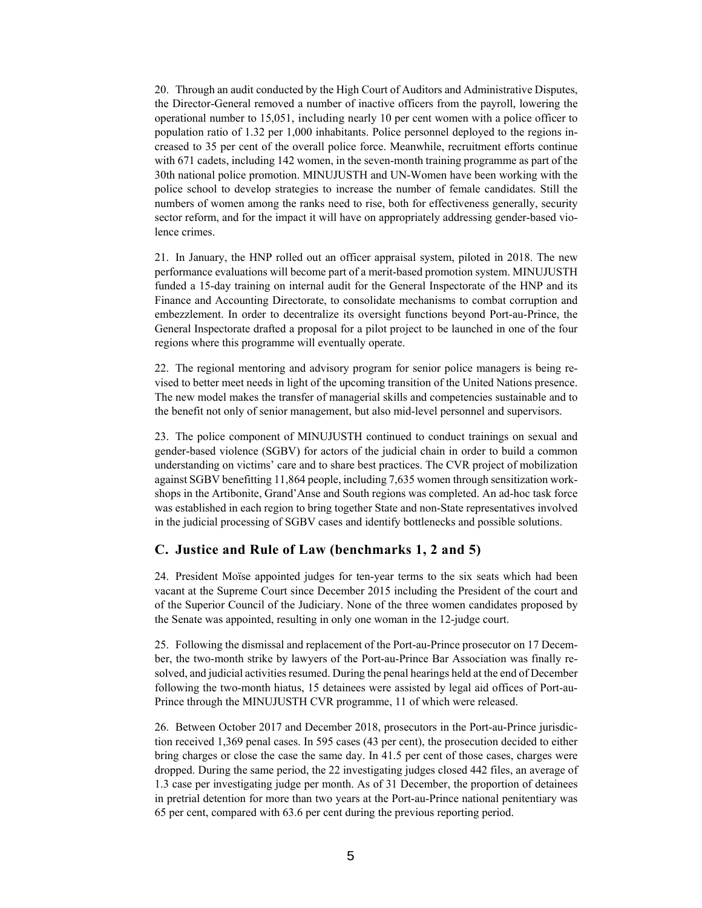20. Through an audit conducted by the High Court of Auditors and Administrative Disputes, the Director-General removed a number of inactive officers from the payroll, lowering the operational number to 15,051, including nearly 10 per cent women with a police officer to population ratio of 1.32 per 1,000 inhabitants. Police personnel deployed to the regions increased to 35 per cent of the overall police force. Meanwhile, recruitment efforts continue with 671 cadets, including 142 women, in the seven-month training programme as part of the 30th national police promotion. MINUJUSTH and UN-Women have been working with the police school to develop strategies to increase the number of female candidates. Still the numbers of women among the ranks need to rise, both for effectiveness generally, security sector reform, and for the impact it will have on appropriately addressing gender-based violence crimes.

21. In January, the HNP rolled out an officer appraisal system, piloted in 2018. The new performance evaluations will become part of a merit-based promotion system. MINUJUSTH funded a 15-day training on internal audit for the General Inspectorate of the HNP and its Finance and Accounting Directorate, to consolidate mechanisms to combat corruption and embezzlement. In order to decentralize its oversight functions beyond Port-au-Prince, the General Inspectorate drafted a proposal for a pilot project to be launched in one of the four regions where this programme will eventually operate.

22. The regional mentoring and advisory program for senior police managers is being revised to better meet needs in light of the upcoming transition of the United Nations presence. The new model makes the transfer of managerial skills and competencies sustainable and to the benefit not only of senior management, but also mid-level personnel and supervisors.

23. The police component of MINUJUSTH continued to conduct trainings on sexual and gender-based violence (SGBV) for actors of the judicial chain in order to build a common understanding on victims' care and to share best practices. The CVR project of mobilization against SGBV benefitting 11,864 people, including 7,635 women through sensitization workshops in the Artibonite, Grand'Anse and South regions was completed. An ad-hoc task force was established in each region to bring together State and non-State representatives involved in the judicial processing of SGBV cases and identify bottlenecks and possible solutions.

## C. Justice and Rule of Law (benchmarks 1, 2 and 5)

24. President Moïse appointed judges for ten-year terms to the six seats which had been vacant at the Supreme Court since December 2015 including the President of the court and of the Superior Council of the Judiciary. None of the three women candidates proposed by the Senate was appointed, resulting in only one woman in the 12-judge court.

25. Following the dismissal and replacement of the Port-au-Prince prosecutor on 17 December, the two-month strike by lawyers of the Port-au-Prince Bar Association was finally resolved, and judicial activities resumed. During the penal hearings held at the end of December following the two-month hiatus, 15 detainees were assisted by legal aid offices of Port-au-Prince through the MINUJUSTH CVR programme, 11 of which were released.

26. Between October 2017 and December 2018, prosecutors in the Port-au-Prince jurisdiction received 1,369 penal cases. In 595 cases (43 per cent), the prosecution decided to either bring charges or close the case the same day. In 41.5 per cent of those cases, charges were dropped. During the same period, the 22 investigating judges closed 442 files, an average of 1.3 case per investigating judge per month. As of 31 December, the proportion of detainees in pretrial detention for more than two years at the Port-au-Prince national penitentiary was 65 per cent, compared with 63.6 per cent during the previous reporting period.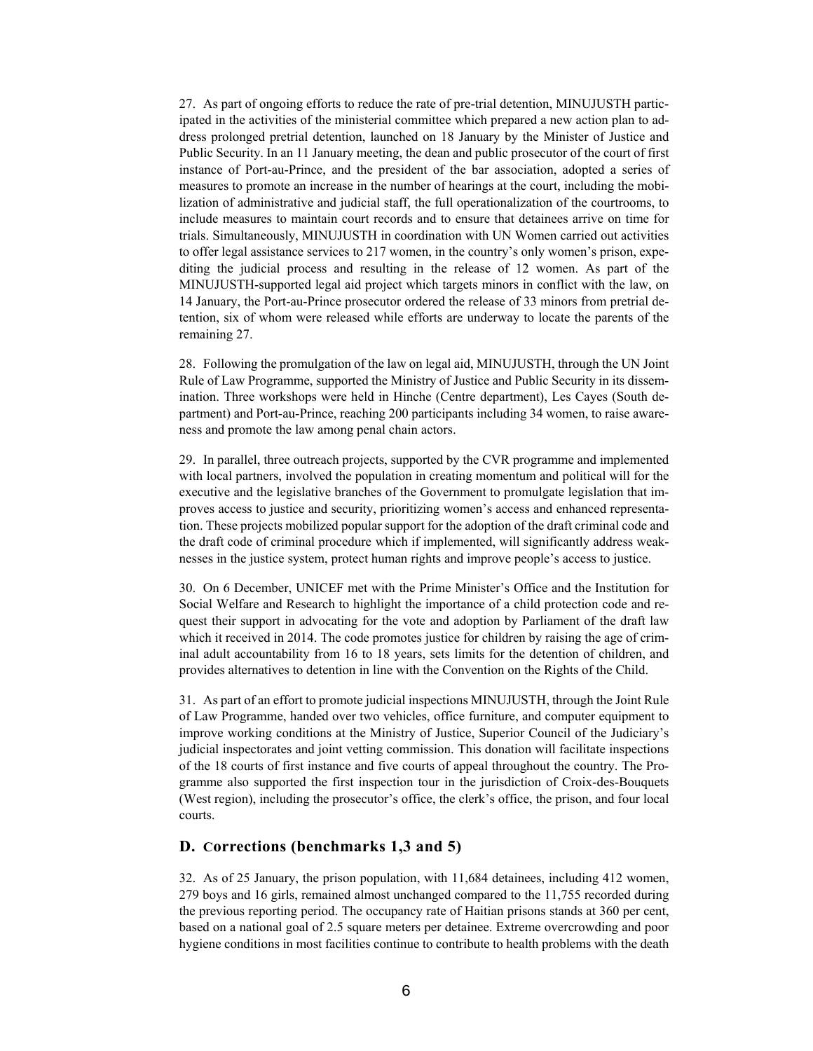27. As part of ongoing efforts to reduce the rate of pre-trial detention, MINUJUSTH participated in the activities of the ministerial committee which prepared a new action plan to address prolonged pretrial detention, launched on 18 January by the Minister of Justice and Public Security. In an 11 January meeting, the dean and public prosecutor of the court of first instance of Port-au-Prince, and the president of the bar association, adopted a series of measures to promote an increase in the number of hearings at the court, including the mobilization of administrative and judicial staff, the full operationalization of the courtrooms, to include measures to maintain court records and to ensure that detainees arrive on time for trials. Simultaneously, MINUJUSTH in coordination with UN Women carried out activities to offer legal assistance services to 217 women, in the country's only women's prison, expediting the judicial process and resulting in the release of 12 women. As part of the MINUJUSTH-supported legal aid project which targets minors in conflict with the law, on 14 January, the Port-au-Prince prosecutor ordered the release of 33 minors from pretrial detention, six of whom were released while efforts are underway to locate the parents of the remaining 27.

28. Following the promulgation of the law on legal aid, MINUJUSTH, through the UN Joint Rule of Law Programme, supported the Ministry of Justice and Public Security in its dissemination. Three workshops were held in Hinche (Centre department), Les Cayes (South department) and Port-au-Prince, reaching 200 participants including 34 women, to raise awareness and promote the law among penal chain actors.

29. In parallel, three outreach projects, supported by the CVR programme and implemented with local partners, involved the population in creating momentum and political will for the executive and the legislative branches of the Government to promulgate legislation that improves access to justice and security, prioritizing women's access and enhanced representation. These projects mobilized popular support for the adoption of the draft criminal code and the draft code of criminal procedure which if implemented, will significantly address weaknesses in the justice system, protect human rights and improve people's access to justice.

30. On 6 December, UNICEF met with the Prime Minister's Office and the Institution for Social Welfare and Research to highlight the importance of a child protection code and request their support in advocating for the vote and adoption by Parliament of the draft law which it received in 2014. The code promotes justice for children by raising the age of criminal adult accountability from 16 to 18 years, sets limits for the detention of children, and provides alternatives to detention in line with the Convention on the Rights of the Child.

31. As part of an effort to promote judicial inspections MINUJUSTH, through the Joint Rule of Law Programme, handed over two vehicles, office furniture, and computer equipment to improve working conditions at the Ministry of Justice, Superior Council of the Judiciary's judicial inspectorates and joint vetting commission. This donation will facilitate inspections of the 18 courts of first instance and five courts of appeal throughout the country. The Programme also supported the first inspection tour in the jurisdiction of Croix-des-Bouquets (West region), including the prosecutor's office, the clerk's office, the prison, and four local courts.

## D. Corrections (benchmarks 1,3 and 5)

32. As of 25 January, the prison population, with 11,684 detainees, including 412 women, 279 boys and 16 girls, remained almost unchanged compared to the 11,755 recorded during the previous reporting period. The occupancy rate of Haitian prisons stands at 360 per cent, based on a national goal of 2.5 square meters per detainee. Extreme overcrowding and poor hygiene conditions in most facilities continue to contribute to health problems with the death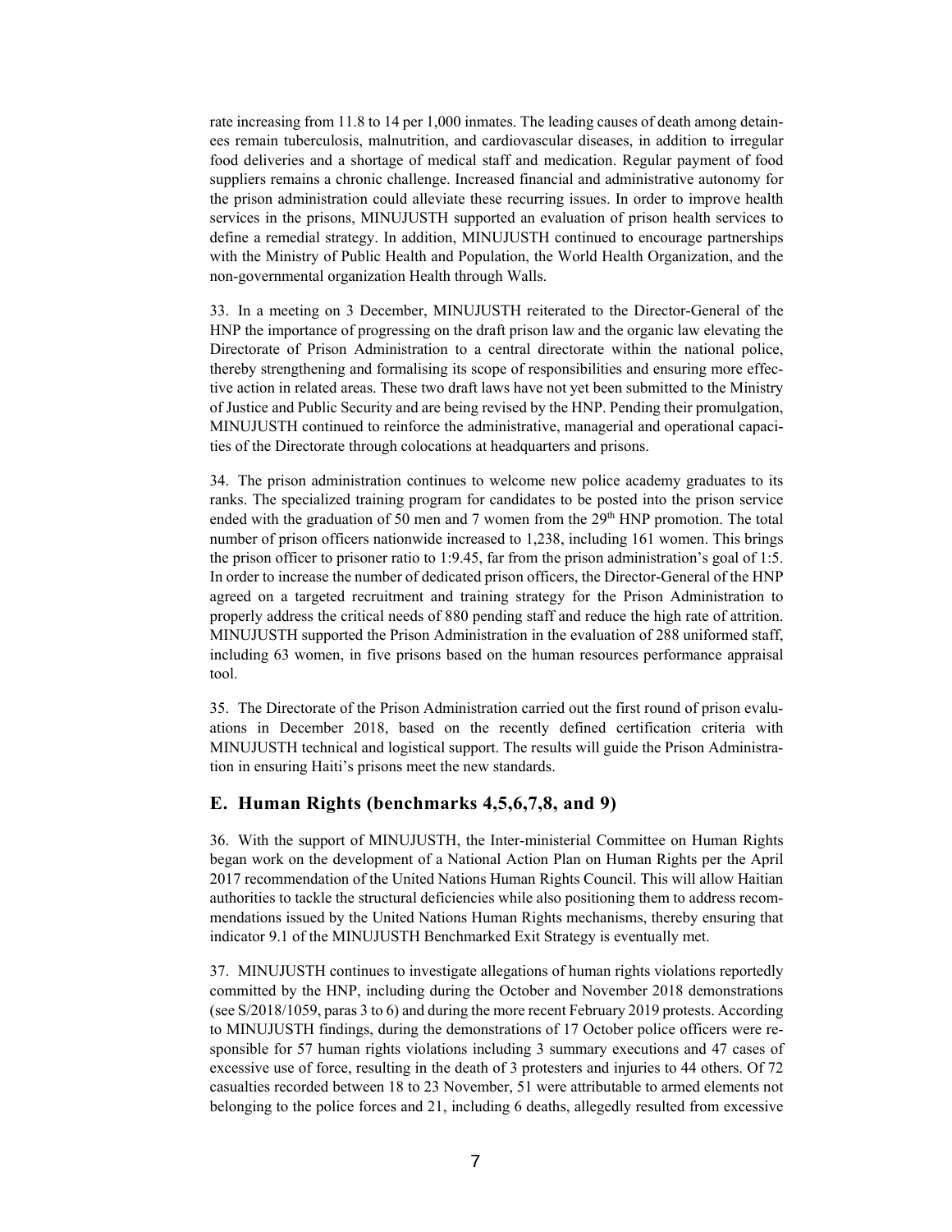rate increasing from 11.8 to 14 per 1,000 inmates. The leading causes of death among detainees remain tuberculosis, malnutrition, and cardiovascular diseases, in addition to irregular food deliveries and a shortage of medical staff and medication. Regular payment of food suppliers remains a chronic challenge. Increased financial and administrative autonomy for the prison administration could alleviate these recurring issues. In order to improve health services in the prisons, MINUJUSTH supported an evaluation of prison health services to define a remedial strategy. In addition, MINUJUSTH continued to encourage partnerships with the Ministry of Public Health and Population, the World Health Organization, and the non-governmental organization Health through Walls.

33. In a meeting on 3 December, MINUJUSTH reiterated to the Director-General of the HNP the importance of progressing on the draft prison law and the organic law elevating the Directorate of Prison Administration to a central directorate within the national police, thereby strengthening and formalising its scope of responsibilities and ensuring more effective action in related areas. These two draft laws have not yet been submitted to the Ministry of Justice and Public Security and are being revised by the HNP. Pending their promulgation, MINUJUSTH continued to reinforce the administrative, managerial and operational capacities of the Directorate through colocations at headquarters and prisons.

34. The prison administration continues to welcome new police academy graduates to its ranks. The specialized training program for candidates to be posted into the prison service ended with the graduation of 50 men and 7 women from the 29th HNP promotion. The total number of prison officers nationwide increased to 1,238, including 161 women. This brings the prison officer to prisoner ratio to 1:9.45, far from the prison administration's goal of 1:5. In order to increase the number of dedicated prison officers, the Director-General of the HNP agreed on a targeted recruitment and training strategy for the Prison Administration to properly address the critical needs of 880 pending staff and reduce the high rate of attrition. MINUJUSTH supported the Prison Administration in the evaluation of 288 uniformed staff, including 63 women, in five prisons based on the human resources performance appraisal tool.

35. The Directorate of the Prison Administration carried out the first round of prison evaluations in December 2018, based on the recently defined certification criteria with MINUJUSTH technical and logistical support. The results will guide the Prison Administration in ensuring Haiti's prisons meet the new standards.

## E. Human Rights (benchmarks 4,5,6,7,8, and 9)

36. With the support of MINUJUSTH, the Inter-ministerial Committee on Human Rights began work on the development of a National Action Plan on Human Rights per the April 2017 recommendation of the United Nations Human Rights Council. This will allow Haitian authorities to tackle the structural deficiencies while also positioning them to address recommendations issued by the United Nations Human Rights mechanisms, thereby ensuring that indicator 9.1 of the MINUJUSTH Benchmarked Exit Strategy is eventually met.

37. MINUJUSTH continues to investigate allegations of human rights violations reportedly committed by the HNP, including during the October and November 2018 demonstrations (see S/2018/1059, paras 3 to 6) and during the more recent February 2019 protests. According to MINUJUSTH findings, during the demonstrations of 17 October police officers were responsible for 57 human rights violations including 3 summary executions and 47 cases of excessive use of force, resulting in the death of 3 protesters and injuries to 44 others. Of 72 casualties recorded between 18 to 23 November, 51 were attributable to armed elements not belonging to the police forces and 21, including 6 deaths, allegedly resulted from excessive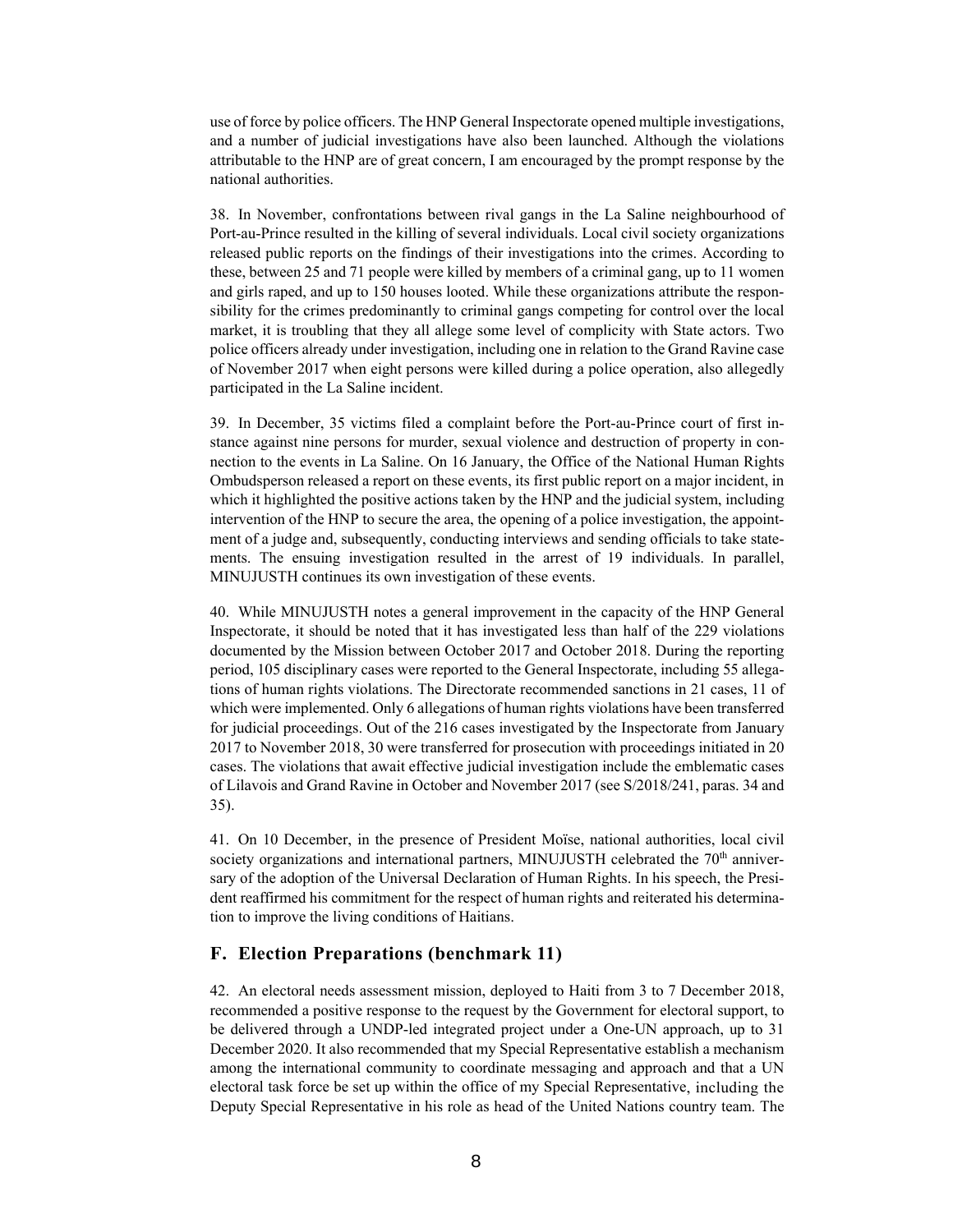use of force by police officers. The HNP General Inspectorate opened multiple investigations, and a number of judicial investigations have also been launched. Although the violations attributable to the HNP are of great concern, I am encouraged by the prompt response by the national authorities.

38. In November, confrontations between rival gangs in the La Saline neighbourhood of Port-au-Prince resulted in the killing of several individuals. Local civil society organizations released public reports on the findings of their investigations into the crimes. According to these, between 25 and 71 people were killed by members of a criminal gang, up to 11 women and girls raped, and up to 150 houses looted. While these organizations attribute the responsibility for the crimes predominantly to criminal gangs competing for control over the local market, it is troubling that they all allege some level of complicity with State actors. Two police officers already under investigation, including one in relation to the Grand Ravine case of November 2017 when eight persons were killed during a police operation, also allegedly participated in the La Saline incident.

39. In December, 35 victims filed a complaint before the Port-au-Prince court of first instance against nine persons for murder, sexual violence and destruction of property in connection to the events in La Saline. On 16 January, the Office of the National Human Rights Ombudsperson released a report on these events, its first public report on a major incident, in which it highlighted the positive actions taken by the HNP and the judicial system, including intervention of the HNP to secure the area, the opening of a police investigation, the appointment of a judge and, subsequently, conducting interviews and sending officials to take statements. The ensuing investigation resulted in the arrest of 19 individuals. In parallel, MINUJUSTH continues its own investigation of these events.

40. While MINUJUSTH notes a general improvement in the capacity of the HNP General Inspectorate, it should be noted that it has investigated less than half of the 229 violations documented by the Mission between October 2017 and October 2018. During the reporting period, 105 disciplinary cases were reported to the General Inspectorate, including 55 allegations of human rights violations. The Directorate recommended sanctions in 21 cases, 11 of which were implemented. Only 6 allegations of human rights violations have been transferred for judicial proceedings. Out of the 216 cases investigated by the Inspectorate from January 2017 to November 2018, 30 were transferred for prosecution with proceedings initiated in 20 cases. The violations that await effective judicial investigation include the emblematic cases of Lilavois and Grand Ravine in October and November 2017 (see S/2018/241, paras. 34 and 35).

41. On 10 December, in the presence of President Moïse, national authorities, local civil society organizations and international partners, MINUJUSTH celebrated the 70th anniversary of the adoption of the Universal Declaration of Human Rights. In his speech, the President reaffirmed his commitment for the respect of human rights and reiterated his determination to improve the living conditions of Haitians.

## F. Election Preparations (benchmark 11)

42. An electoral needs assessment mission, deployed to Haiti from 3 to 7 December 2018, recommended a positive response to the request by the Government for electoral support, to be delivered through a UNDP-led integrated project under a One-UN approach, up to 31 December 2020. It also recommended that my Special Representative establish a mechanism among the international community to coordinate messaging and approach and that a UN electoral task force be set up within the office of my Special Representative, including the Deputy Special Representative in his role as head of the United Nations country team. The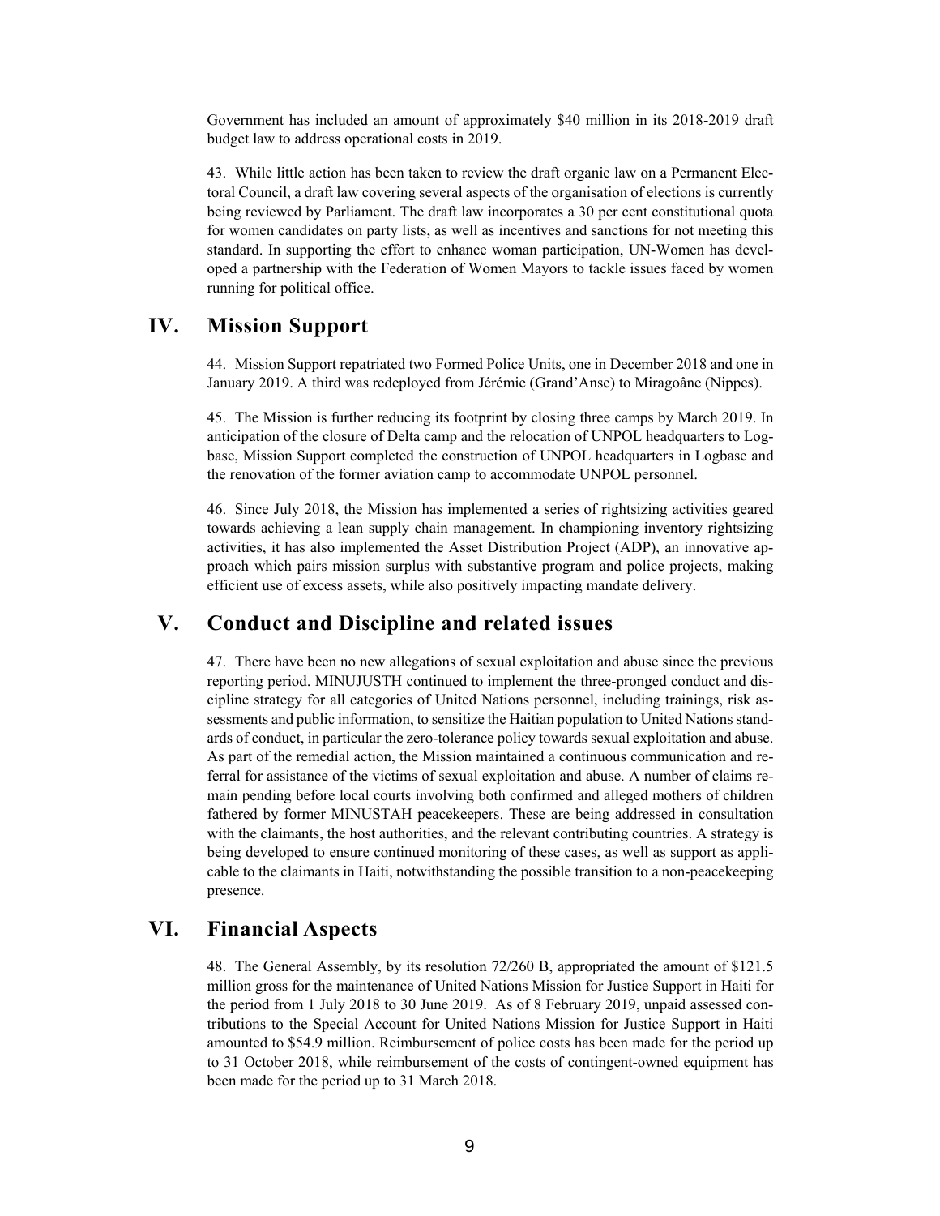Government has included an amount of approximately $40 million in its 2018-2019 draft budget law to address operational costs in 2019.

43. While little action has been taken to review the draft organic law on a Permanent Electoral Council, a draft law covering several aspects of the organisation of elections is currently being reviewed by Parliament. The draft law incorporates a 30 per cent constitutional quota for women candidates on party lists, as well as incentives and sanctions for not meeting this standard. In supporting the effort to enhance woman participation, UN-Women has developed a partnership with the Federation of Women Mayors to tackle issues faced by women running for political office.

## IV. Mission Support

44. Mission Support repatriated two Formed Police Units, one in December 2018 and one in January 2019. A third was redeployed from Jérémie (Grand'Anse) to Miragoâne (Nippes).

45. The Mission is further reducing its footprint by closing three camps by March 2019. In anticipation of the closure of Delta camp and the relocation of UNPOL headquarters to Logbase, Mission Support completed the construction of UNPOL headquarters in Logbase and the renovation of the former aviation camp to accommodate UNPOL personnel.

46. Since July 2018, the Mission has implemented a series of rightsizing activities geared towards achieving a lean supply chain management. In championing inventory rightsizing activities, it has also implemented the Asset Distribution Project (ADP), an innovative approach which pairs mission surplus with substantive program and police projects, making efficient use of excess assets, while also positively impacting mandate delivery.

## V. Conduct and Discipline and related issues

47. There have been no new allegations of sexual exploitation and abuse since the previous reporting period. MINUJUSTH continued to implement the three-pronged conduct and discipline strategy for all categories of United Nations personnel, including trainings, risk assessments and public information, to sensitize the Haitian population to United Nations standards of conduct, in particular the zero-tolerance policy towards sexual exploitation and abuse. As part of the remedial action, the Mission maintained a continuous communication and referral for assistance of the victims of sexual exploitation and abuse. A number of claims remain pending before local courts involving both confirmed and alleged mothers of children fathered by former MINUSTAH peacekeepers. These are being addressed in consultation with the claimants, the host authorities, and the relevant contributing countries. A strategy is being developed to ensure continued monitoring of these cases, as well as support as applicable to the claimants in Haiti, notwithstanding the possible transition to a non-peacekeeping presence.

## VI. Financial Aspects

48. The General Assembly, by its resolution 72/260 B, appropriated the amount of $121.5 million gross for the maintenance of United Nations Mission for Justice Support in Haiti for the period from 1 July 2018 to 30 June 2019. As of 8 February 2019, unpaid assessed contributions to the Special Account for United Nations Mission for Justice Support in Haiti amounted to $54.9 million. Reimbursement of police costs has been made for the period up to 31 October 2018, while reimbursement of the costs of contingent-owned equipment has been made for the period up to 31 March 2018.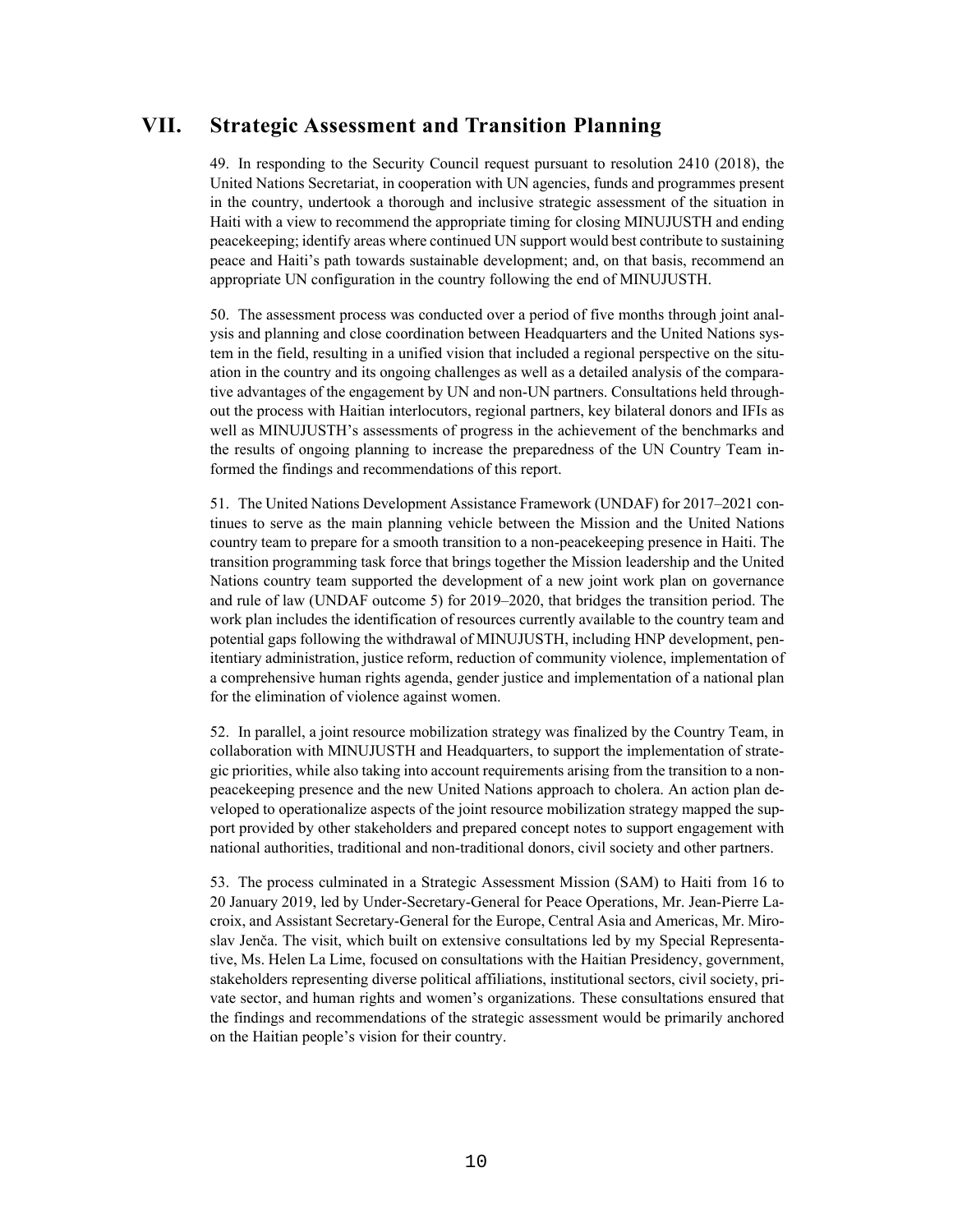## VII. Strategic Assessment and Transition Planning

49. In responding to the Security Council request pursuant to resolution 2410 (2018), the United Nations Secretariat, in cooperation with UN agencies, funds and programmes present in the country, undertook a thorough and inclusive strategic assessment of the situation in Haiti with a view to recommend the appropriate timing for closing MINUJUSTH and ending peacekeeping; identify areas where continued UN support would best contribute to sustaining peace and Haiti's path towards sustainable development; and, on that basis, recommend an appropriate UN configuration in the country following the end of MINUJUSTH.

50. The assessment process was conducted over a period of five months through joint analysis and planning and close coordination between Headquarters and the United Nations system in the field, resulting in a unified vision that included a regional perspective on the situation in the country and its ongoing challenges as well as a detailed analysis of the comparative advantages of the engagement by UN and non-UN partners. Consultations held throughout the process with Haitian interlocutors, regional partners, key bilateral donors and IFIs as well as MINUJUSTH's assessments of progress in the achievement of the benchmarks and the results of ongoing planning to increase the preparedness of the UN Country Team informed the findings and recommendations of this report.

51. The United Nations Development Assistance Framework (UNDAF) for 2017–2021 continues to serve as the main planning vehicle between the Mission and the United Nations country team to prepare for a smooth transition to a non-peacekeeping presence in Haiti. The transition programming task force that brings together the Mission leadership and the United Nations country team supported the development of a new joint work plan on governance and rule of law (UNDAF outcome 5) for 2019–2020, that bridges the transition period. The work plan includes the identification of resources currently available to the country team and potential gaps following the withdrawal of MINUJUSTH, including HNP development, penitentiary administration, justice reform, reduction of community violence, implementation of a comprehensive human rights agenda, gender justice and implementation of a national plan for the elimination of violence against women.

52. In parallel, a joint resource mobilization strategy was finalized by the Country Team, in collaboration with MINUJUSTH and Headquarters, to support the implementation of strategic priorities, while also taking into account requirements arising from the transition to a non-peacekeeping presence and the new United Nations approach to cholera. An action plan developed to operationalize aspects of the joint resource mobilization strategy mapped the support provided by other stakeholders and prepared concept notes to support engagement with national authorities, traditional and non-traditional donors, civil society and other partners.

53. The process culminated in a Strategic Assessment Mission (SAM) to Haiti from 16 to 20 January 2019, led by Under-Secretary-General for Peace Operations, Mr. Jean-Pierre Lacroix, and Assistant Secretary-General for the Europe, Central Asia and Americas, Mr. Miroslav Jenča. The visit, which built on extensive consultations led by my Special Representative, Ms. Helen La Lime, focused on consultations with the Haitian Presidency, government, stakeholders representing diverse political affiliations, institutional sectors, civil society, private sector, and human rights and women's organizations. These consultations ensured that the findings and recommendations of the strategic assessment would be primarily anchored on the Haitian people's vision for their country.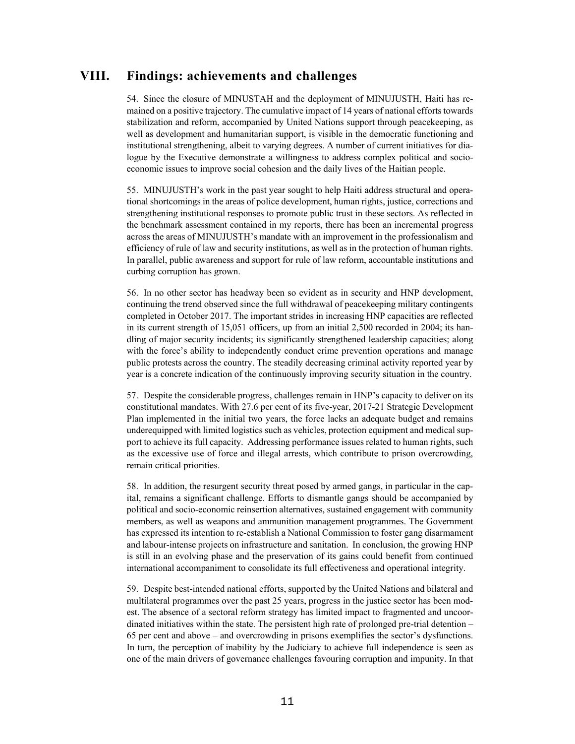## VIII. Findings: achievements and challenges

54. Since the closure of MINUSTAH and the deployment of MINUJUSTH, Haiti has remained on a positive trajectory. The cumulative impact of 14 years of national efforts towards stabilization and reform, accompanied by United Nations support through peacekeeping, as well as development and humanitarian support, is visible in the democratic functioning and institutional strengthening, albeit to varying degrees. A number of current initiatives for dialogue by the Executive demonstrate a willingness to address complex political and socio-economic issues to improve social cohesion and the daily lives of the Haitian people.

55. MINUJUSTH's work in the past year sought to help Haiti address structural and operational shortcomings in the areas of police development, human rights, justice, corrections and strengthening institutional responses to promote public trust in these sectors. As reflected in the benchmark assessment contained in my reports, there has been an incremental progress across the areas of MINUJUSTH's mandate with an improvement in the professionalism and efficiency of rule of law and security institutions, as well as in the protection of human rights. In parallel, public awareness and support for rule of law reform, accountable institutions and curbing corruption has grown.

56. In no other sector has headway been so evident as in security and HNP development, continuing the trend observed since the full withdrawal of peacekeeping military contingents completed in October 2017. The important strides in increasing HNP capacities are reflected in its current strength of 15,051 officers, up from an initial 2,500 recorded in 2004; its handling of major security incidents; its significantly strengthened leadership capacities; along with the force's ability to independently conduct crime prevention operations and manage public protests across the country. The steadily decreasing criminal activity reported year by year is a concrete indication of the continuously improving security situation in the country.

57. Despite the considerable progress, challenges remain in HNP's capacity to deliver on its constitutional mandates. With 27.6 per cent of its five-year, 2017-21 Strategic Development Plan implemented in the initial two years, the force lacks an adequate budget and remains underequipped with limited logistics such as vehicles, protection equipment and medical support to achieve its full capacity. Addressing performance issues related to human rights, such as the excessive use of force and illegal arrests, which contribute to prison overcrowding, remain critical priorities.

58. In addition, the resurgent security threat posed by armed gangs, in particular in the capital, remains a significant challenge. Efforts to dismantle gangs should be accompanied by political and socio-economic reinsertion alternatives, sustained engagement with community members, as well as weapons and ammunition management programmes. The Government has expressed its intention to re-establish a National Commission to foster gang disarmament and labour-intense projects on infrastructure and sanitation. In conclusion, the growing HNP is still in an evolving phase and the preservation of its gains could benefit from continued international accompaniment to consolidate its full effectiveness and operational integrity.

59. Despite best-intended national efforts, supported by the United Nations and bilateral and multilateral programmes over the past 25 years, progress in the justice sector has been modest. The absence of a sectoral reform strategy has limited impact to fragmented and uncoordinated initiatives within the state. The persistent high rate of prolonged pre-trial detention – 65 per cent and above – and overcrowding in prisons exemplifies the sector's dysfunctions. In turn, the perception of inability by the Judiciary to achieve full independence is seen as one of the main drivers of governance challenges favouring corruption and impunity. In that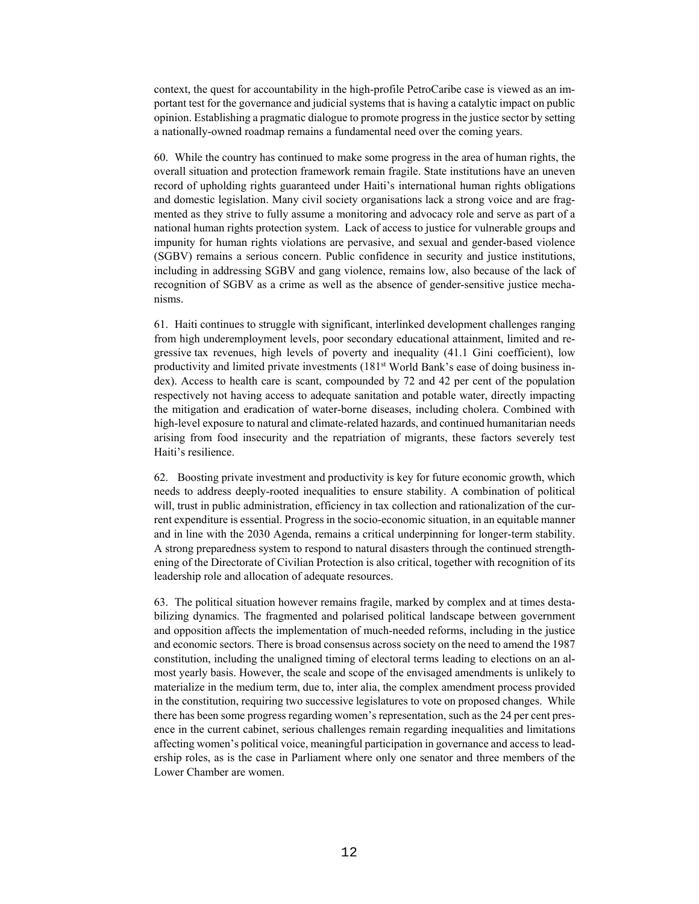context, the quest for accountability in the high-profile PetroCaribe case is viewed as an important test for the governance and judicial systems that is having a catalytic impact on public opinion. Establishing a pragmatic dialogue to promote progress in the justice sector by setting a nationally-owned roadmap remains a fundamental need over the coming years.

60. While the country has continued to make some progress in the area of human rights, the overall situation and protection framework remain fragile. State institutions have an uneven record of upholding rights guaranteed under Haiti's international human rights obligations and domestic legislation. Many civil society organisations lack a strong voice and are fragmented as they strive to fully assume a monitoring and advocacy role and serve as part of a national human rights protection system. Lack of access to justice for vulnerable groups and impunity for human rights violations are pervasive, and sexual and gender-based violence (SGBV) remains a serious concern. Public confidence in security and justice institutions, including in addressing SGBV and gang violence, remains low, also because of the lack of recognition of SGBV as a crime as well as the absence of gender-sensitive justice mechanisms.

61. Haiti continues to struggle with significant, interlinked development challenges ranging from high underemployment levels, poor secondary educational attainment, limited and regressive tax revenues, high levels of poverty and inequality (41.1 Gini coefficient), low productivity and limited private investments (181st World Bank's ease of doing business index). Access to health care is scant, compounded by 72 and 42 per cent of the population respectively not having access to adequate sanitation and potable water, directly impacting the mitigation and eradication of water-borne diseases, including cholera. Combined with high-level exposure to natural and climate-related hazards, and continued humanitarian needs arising from food insecurity and the repatriation of migrants, these factors severely test Haiti's resilience.

62. Boosting private investment and productivity is key for future economic growth, which needs to address deeply-rooted inequalities to ensure stability. A combination of political will, trust in public administration, efficiency in tax collection and rationalization of the current expenditure is essential. Progress in the socio-economic situation, in an equitable manner and in line with the 2030 Agenda, remains a critical underpinning for longer-term stability. A strong preparedness system to respond to natural disasters through the continued strengthening of the Directorate of Civilian Protection is also critical, together with recognition of its leadership role and allocation of adequate resources.

63. The political situation however remains fragile, marked by complex and at times destabilizing dynamics. The fragmented and polarised political landscape between government and opposition affects the implementation of much-needed reforms, including in the justice and economic sectors. There is broad consensus across society on the need to amend the 1987 constitution, including the unaligned timing of electoral terms leading to elections on an almost yearly basis. However, the scale and scope of the envisaged amendments is unlikely to materialize in the medium term, due to, inter alia, the complex amendment process provided in the constitution, requiring two successive legislatures to vote on proposed changes. While there has been some progress regarding women's representation, such as the 24 per cent presence in the current cabinet, serious challenges remain regarding inequalities and limitations affecting women's political voice, meaningful participation in governance and access to leadership roles, as is the case in Parliament where only one senator and three members of the Lower Chamber are women.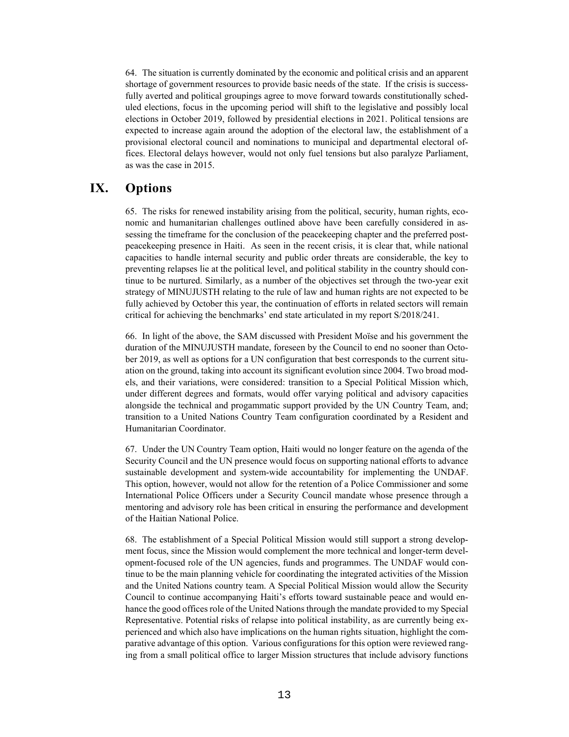64. The situation is currently dominated by the economic and political crisis and an apparent shortage of government resources to provide basic needs of the state. If the crisis is successfully averted and political groupings agree to move forward towards constitutionally scheduled elections, focus in the upcoming period will shift to the legislative and possibly local elections in October 2019, followed by presidential elections in 2021. Political tensions are expected to increase again around the adoption of the electoral law, the establishment of a provisional electoral council and nominations to municipal and departmental electoral offices. Electoral delays however, would not only fuel tensions but also paralyze Parliament, as was the case in 2015.

# IX. Options

65. The risks for renewed instability arising from the political, security, human rights, economic and humanitarian challenges outlined above have been carefully considered in assessing the timeframe for the conclusion of the peacekeeping chapter and the preferred post-peacekeeping presence in Haiti. As seen in the recent crisis, it is clear that, while national capacities to handle internal security and public order threats are considerable, the key to preventing relapses lie at the political level, and political stability in the country should continue to be nurtured. Similarly, as a number of the objectives set through the two-year exit strategy of MINUJUSTH relating to the rule of law and human rights are not expected to be fully achieved by October this year, the continuation of efforts in related sectors will remain critical for achieving the benchmarks' end state articulated in my report S/2018/241.

66. In light of the above, the SAM discussed with President Moïse and his government the duration of the MINUJUSTH mandate, foreseen by the Council to end no sooner than October 2019, as well as options for a UN configuration that best corresponds to the current situation on the ground, taking into account its significant evolution since 2004. Two broad models, and their variations, were considered: transition to a Special Political Mission which, under different degrees and formats, would offer varying political and advisory capacities alongside the technical and progammatic support provided by the UN Country Team, and; transition to a United Nations Country Team configuration coordinated by a Resident and Humanitarian Coordinator.

67. Under the UN Country Team option, Haiti would no longer feature on the agenda of the Security Council and the UN presence would focus on supporting national efforts to advance sustainable development and system-wide accountability for implementing the UNDAF. This option, however, would not allow for the retention of a Police Commissioner and some International Police Officers under a Security Council mandate whose presence through a mentoring and advisory role has been critical in ensuring the performance and development of the Haitian National Police.

68. The establishment of a Special Political Mission would still support a strong development focus, since the Mission would complement the more technical and longer-term development-focused role of the UN agencies, funds and programmes. The UNDAF would continue to be the main planning vehicle for coordinating the integrated activities of the Mission and the United Nations country team. A Special Political Mission would allow the Security Council to continue accompanying Haiti's efforts toward sustainable peace and would enhance the good offices role of the United Nations through the mandate provided to my Special Representative. Potential risks of relapse into political instability, as are currently being experienced and which also have implications on the human rights situation, highlight the comparative advantage of this option. Various configurations for this option were reviewed ranging from a small political office to larger Mission structures that include advisory functions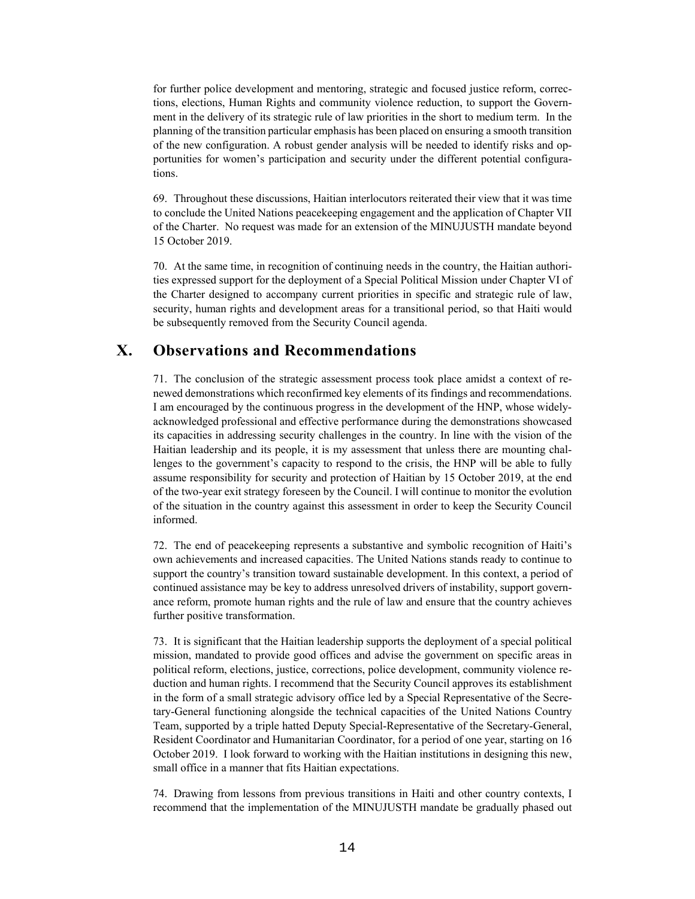for further police development and mentoring, strategic and focused justice reform, corrections, elections, Human Rights and community violence reduction, to support the Government in the delivery of its strategic rule of law priorities in the short to medium term. In the planning of the transition particular emphasis has been placed on ensuring a smooth transition of the new configuration. A robust gender analysis will be needed to identify risks and opportunities for women's participation and security under the different potential configurations.

69. Throughout these discussions, Haitian interlocutors reiterated their view that it was time to conclude the United Nations peacekeeping engagement and the application of Chapter VII of the Charter. No request was made for an extension of the MINUJUSTH mandate beyond 15 October 2019.

70. At the same time, in recognition of continuing needs in the country, the Haitian authorities expressed support for the deployment of a Special Political Mission under Chapter VI of the Charter designed to accompany current priorities in specific and strategic rule of law, security, human rights and development areas for a transitional period, so that Haiti would be subsequently removed from the Security Council agenda.

## X. Observations and Recommendations

71. The conclusion of the strategic assessment process took place amidst a context of renewed demonstrations which reconfirmed key elements of its findings and recommendations. I am encouraged by the continuous progress in the development of the HNP, whose widely-acknowledged professional and effective performance during the demonstrations showcased its capacities in addressing security challenges in the country. In line with the vision of the Haitian leadership and its people, it is my assessment that unless there are mounting challenges to the government's capacity to respond to the crisis, the HNP will be able to fully assume responsibility for security and protection of Haitian by 15 October 2019, at the end of the two-year exit strategy foreseen by the Council. I will continue to monitor the evolution of the situation in the country against this assessment in order to keep the Security Council informed.

72. The end of peacekeeping represents a substantive and symbolic recognition of Haiti's own achievements and increased capacities. The United Nations stands ready to continue to support the country's transition toward sustainable development. In this context, a period of continued assistance may be key to address unresolved drivers of instability, support governance reform, promote human rights and the rule of law and ensure that the country achieves further positive transformation.

73. It is significant that the Haitian leadership supports the deployment of a special political mission, mandated to provide good offices and advise the government on specific areas in political reform, elections, justice, corrections, police development, community violence reduction and human rights. I recommend that the Security Council approves its establishment in the form of a small strategic advisory office led by a Special Representative of the Secretary-General functioning alongside the technical capacities of the United Nations Country Team, supported by a triple hatted Deputy Special-Representative of the Secretary-General, Resident Coordinator and Humanitarian Coordinator, for a period of one year, starting on 16 October 2019. I look forward to working with the Haitian institutions in designing this new, small office in a manner that fits Haitian expectations.

74. Drawing from lessons from previous transitions in Haiti and other country contexts, I recommend that the implementation of the MINUJUSTH mandate be gradually phased out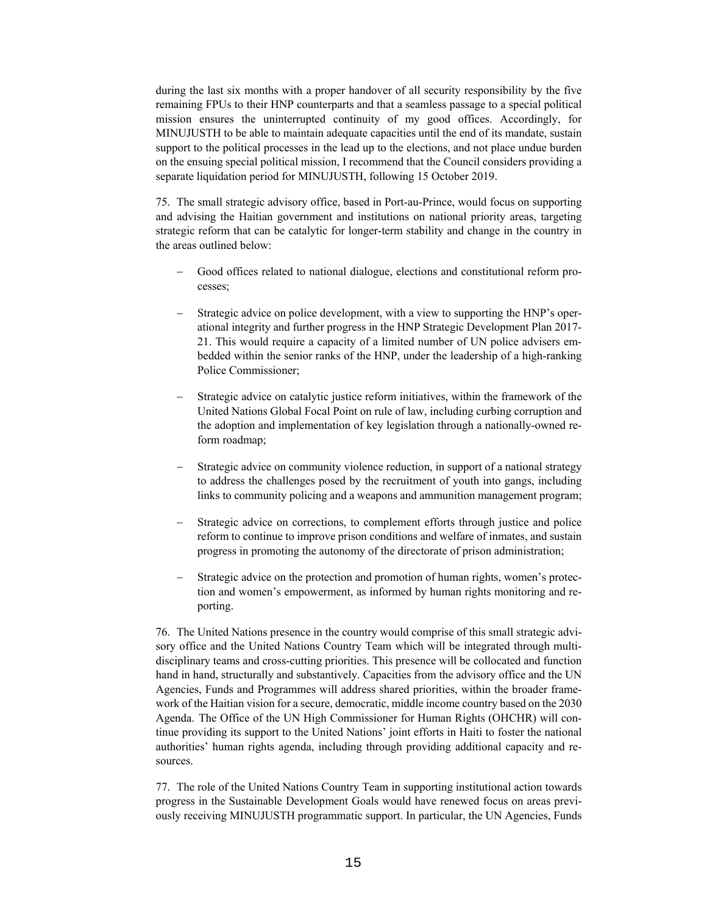during the last six months with a proper handover of all security responsibility by the five remaining FPUs to their HNP counterparts and that a seamless passage to a special political mission ensures the uninterrupted continuity of my good offices. Accordingly, for MINUJUSTH to be able to maintain adequate capacities until the end of its mandate, sustain support to the political processes in the lead up to the elections, and not place undue burden on the ensuing special political mission, I recommend that the Council considers providing a separate liquidation period for MINUJUSTH, following 15 October 2019.

75. The small strategic advisory office, based in Port-au-Prince, would focus on supporting and advising the Haitian government and institutions on national priority areas, targeting strategic reform that can be catalytic for longer-term stability and change in the country in the areas outlined below:

- Good offices related to national dialogue, elections and constitutional reform processes;
- Strategic advice on police development, with a view to supporting the HNP's operational integrity and further progress in the HNP Strategic Development Plan 2017-21. This would require a capacity of a limited number of UN police advisers embedded within the senior ranks of the HNP, under the leadership of a high-ranking Police Commissioner;
- Strategic advice on catalytic justice reform initiatives, within the framework of the United Nations Global Focal Point on rule of law, including curbing corruption and the adoption and implementation of key legislation through a nationally-owned reform roadmap;
- Strategic advice on community violence reduction, in support of a national strategy to address the challenges posed by the recruitment of youth into gangs, including links to community policing and a weapons and ammunition management program;
- Strategic advice on corrections, to complement efforts through justice and police reform to continue to improve prison conditions and welfare of inmates, and sustain progress in promoting the autonomy of the directorate of prison administration;
- Strategic advice on the protection and promotion of human rights, women's protection and women's empowerment, as informed by human rights monitoring and reporting.

76. The United Nations presence in the country would comprise of this small strategic advisory office and the United Nations Country Team which will be integrated through multidisciplinary teams and cross-cutting priorities. This presence will be collocated and function hand in hand, structurally and substantively. Capacities from the advisory office and the UN Agencies, Funds and Programmes will address shared priorities, within the broader framework of the Haitian vision for a secure, democratic, middle income country based on the 2030 Agenda. The Office of the UN High Commissioner for Human Rights (OHCHR) will continue providing its support to the United Nations' joint efforts in Haiti to foster the national authorities' human rights agenda, including through providing additional capacity and resources.

77. The role of the United Nations Country Team in supporting institutional action towards progress in the Sustainable Development Goals would have renewed focus on areas previously receiving MINUJUSTH programmatic support. In particular, the UN Agencies, Funds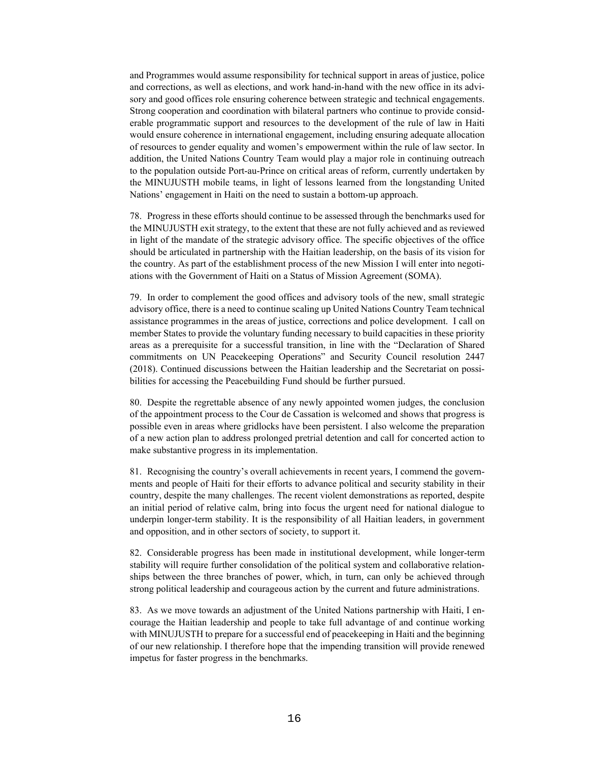and Programmes would assume responsibility for technical support in areas of justice, police and corrections, as well as elections, and work hand-in-hand with the new office in its advisory and good offices role ensuring coherence between strategic and technical engagements. Strong cooperation and coordination with bilateral partners who continue to provide considerable programmatic support and resources to the development of the rule of law in Haiti would ensure coherence in international engagement, including ensuring adequate allocation of resources to gender equality and women's empowerment within the rule of law sector. In addition, the United Nations Country Team would play a major role in continuing outreach to the population outside Port-au-Prince on critical areas of reform, currently undertaken by the MINUJUSTH mobile teams, in light of lessons learned from the longstanding United Nations' engagement in Haiti on the need to sustain a bottom-up approach.

78. Progress in these efforts should continue to be assessed through the benchmarks used for the MINUJUSTH exit strategy, to the extent that these are not fully achieved and as reviewed in light of the mandate of the strategic advisory office. The specific objectives of the office should be articulated in partnership with the Haitian leadership, on the basis of its vision for the country. As part of the establishment process of the new Mission I will enter into negotiations with the Government of Haiti on a Status of Mission Agreement (SOMA).

79. In order to complement the good offices and advisory tools of the new, small strategic advisory office, there is a need to continue scaling up United Nations Country Team technical assistance programmes in the areas of justice, corrections and police development. I call on member States to provide the voluntary funding necessary to build capacities in these priority areas as a prerequisite for a successful transition, in line with the "Declaration of Shared commitments on UN Peacekeeping Operations" and Security Council resolution 2447 (2018). Continued discussions between the Haitian leadership and the Secretariat on possibilities for accessing the Peacebuilding Fund should be further pursued.

80. Despite the regrettable absence of any newly appointed women judges, the conclusion of the appointment process to the Cour de Cassation is welcomed and shows that progress is possible even in areas where gridlocks have been persistent. I also welcome the preparation of a new action plan to address prolonged pretrial detention and call for concerted action to make substantive progress in its implementation.

81. Recognising the country's overall achievements in recent years, I commend the governments and people of Haiti for their efforts to advance political and security stability in their country, despite the many challenges. The recent violent demonstrations as reported, despite an initial period of relative calm, bring into focus the urgent need for national dialogue to underpin longer-term stability. It is the responsibility of all Haitian leaders, in government and opposition, and in other sectors of society, to support it.

82. Considerable progress has been made in institutional development, while longer-term stability will require further consolidation of the political system and collaborative relationships between the three branches of power, which, in turn, can only be achieved through strong political leadership and courageous action by the current and future administrations.

83. As we move towards an adjustment of the United Nations partnership with Haiti, I encourage the Haitian leadership and people to take full advantage of and continue working with MINUJUSTH to prepare for a successful end of peacekeeping in Haiti and the beginning of our new relationship. I therefore hope that the impending transition will provide renewed impetus for faster progress in the benchmarks.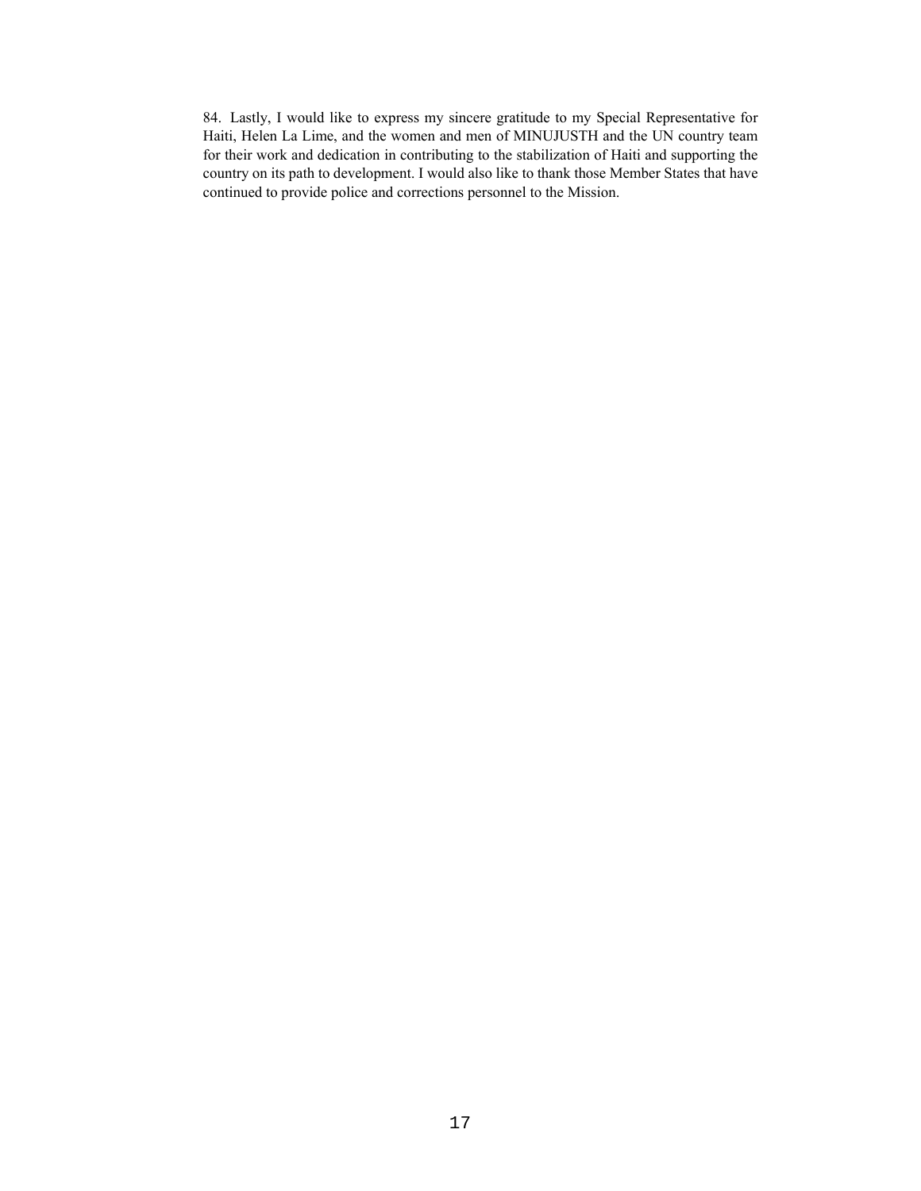84. Lastly, I would like to express my sincere gratitude to my Special Representative for Haiti, Helen La Lime, and the women and men of MINUJUSTH and the UN country team for their work and dedication in contributing to the stabilization of Haiti and supporting the country on its path to development. I would also like to thank those Member States that have continued to provide police and corrections personnel to the Mission.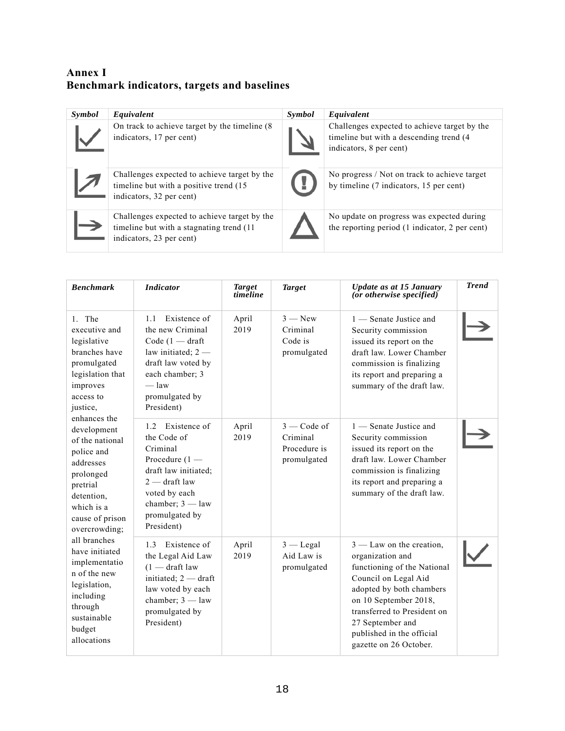## Annex I
## Benchmark indicators, targets and baselines

| *Symbol* | *Equivalent* | *Symbol* | *Equivalent* |
| --- | --- | --- | --- |
| (On track) | On track to achieve target by the timeline (8 indicators, 17 per cent) | (Descending) | Challenges expected to achieve target by the timeline but with a descending trend (4 indicators, 8 per cent) |
| (Positive) | Challenges expected to achieve target by the timeline but with a positive trend (15 indicators, 32 per cent) | (No progress) | No progress / Not on track to achieve target by timeline (7 indicators, 15 per cent) |
| (Stagnating) | Challenges expected to achieve target by the timeline but with a stagnating trend (11 indicators, 23 per cent) | (No update) | No update on progress was expected during the reporting period (1 indicator, 2 per cent) |

| *Benchmark* | *Indicator* | *Target timeline* | *Target* | *Update as at 15 January (or otherwise specified)* | *Trend* |
| --- | --- | --- | --- | --- | --- |
| 1. The executive and legislative branches have promulgated legislation that improves access to justice, enhances the development of the national police and addresses prolonged pretrial detention, which is a cause of prison overcrowding; all branches have initiated implementation of the new legislation, including through sustainable budget allocations | 1.1 Existence of the new Criminal Code (1 — draft law initiated; 2 — draft law voted by each chamber; 3 — law promulgated by President) | April 2019 | 3 — New Criminal Code is promulgated | 1 — Senate Justice and Security commission issued its report on the draft law. Lower Chamber commission is finalizing its report and preparing a summary of the draft law. | (Stagnating) |
| | 1.2 Existence of the Code of Criminal Procedure (1 — draft law initiated; 2 — draft law voted by each chamber; 3 — law promulgated by President) | April 2019 | 3 — Code of Criminal Procedure is promulgated | 1 — Senate Justice and Security commission issued its report on the draft law. Lower Chamber commission is finalizing its report and preparing a summary of the draft law. | (Stagnating) |
| | 1.3 Existence of the Legal Aid Law (1 — draft law initiated; 2 — draft law voted by each chamber; 3 — law promulgated by President) | April 2019 | 3 — Legal Aid Law is promulgated | 3 — Law on the creation, organization and functioning of the National Council on Legal Aid adopted by both chambers on 10 September 2018, transferred to President on 27 September and published in the official gazette on 26 October. | (On track) |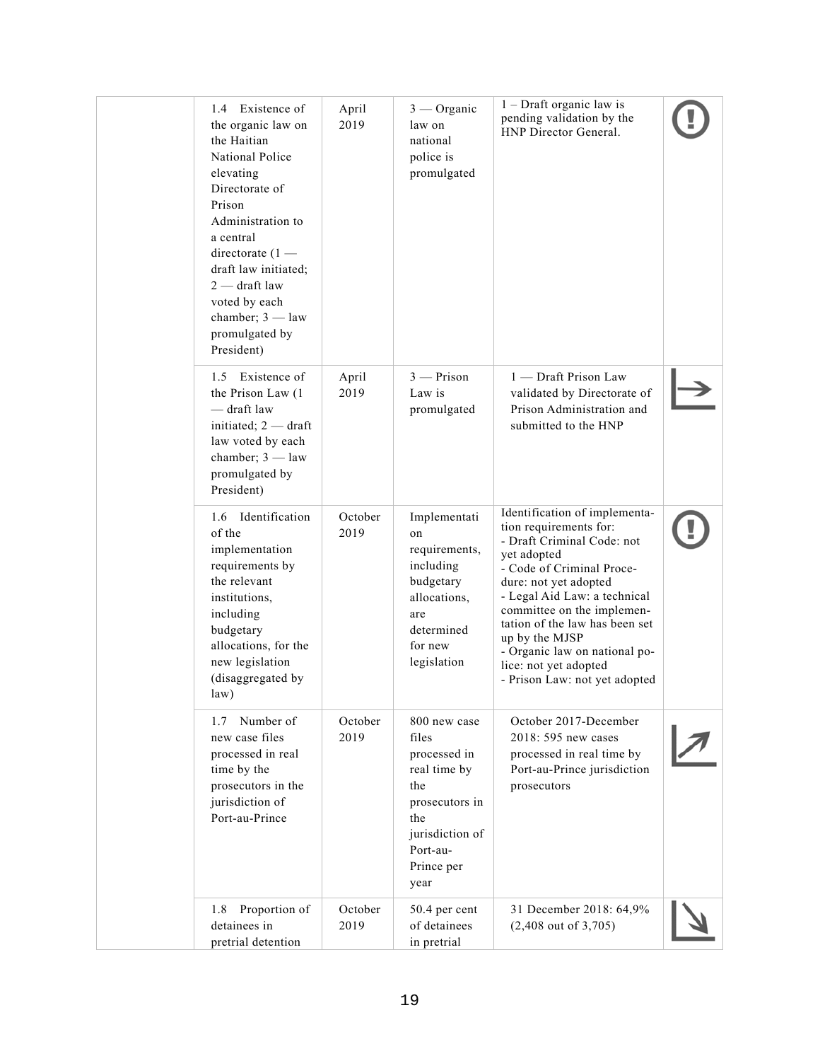| | | | | | |
|---|---|---|---|---|---|
| | 1.4 Existence of the organic law on the Haitian National Police elevating Directorate of Prison Administration to a central directorate (1 — draft law initiated; 2 — draft law voted by each chamber; 3 — law promulgated by President) | April 2019 | 3 — Organic law on national police is promulgated | 1 – Draft organic law is pending validation by the HNP Director General. | |
| | 1.5 Existence of the Prison Law (1 — draft law initiated; 2 — draft law voted by each chamber; 3 — law promulgated by President) | April 2019 | 3 — Prison Law is promulgated | 1 — Draft Prison Law validated by Directorate of Prison Administration and submitted to the HNP | |
| | 1.6 Identification of the implementation requirements by the relevant institutions, including budgetary allocations, for the new legislation (disaggregated by law) | October 2019 | Implementation requirements, including budgetary allocations, are determined for new legislation | Identification of implementation requirements for:<br>- Draft Criminal Code: not yet adopted<br>- Code of Criminal Procedure: not yet adopted<br>- Legal Aid Law: a technical committee on the implementation of the law has been set up by the MJSP<br>- Organic law on national police: not yet adopted<br>- Prison Law: not yet adopted | |
| | 1.7 Number of new case files processed in real time by the prosecutors in the jurisdiction of Port-au-Prince | October 2019 | 800 new case files processed in real time by the prosecutors in the jurisdiction of Port-au-Prince per year | October 2017-December 2018: 595 new cases processed in real time by Port-au-Prince jurisdiction prosecutors | |
| | 1.8 Proportion of detainees in pretrial detention | October 2019 | 50.4 per cent of detainees in pretrial | 31 December 2018: 64,9% (2,408 out of 3,705) | |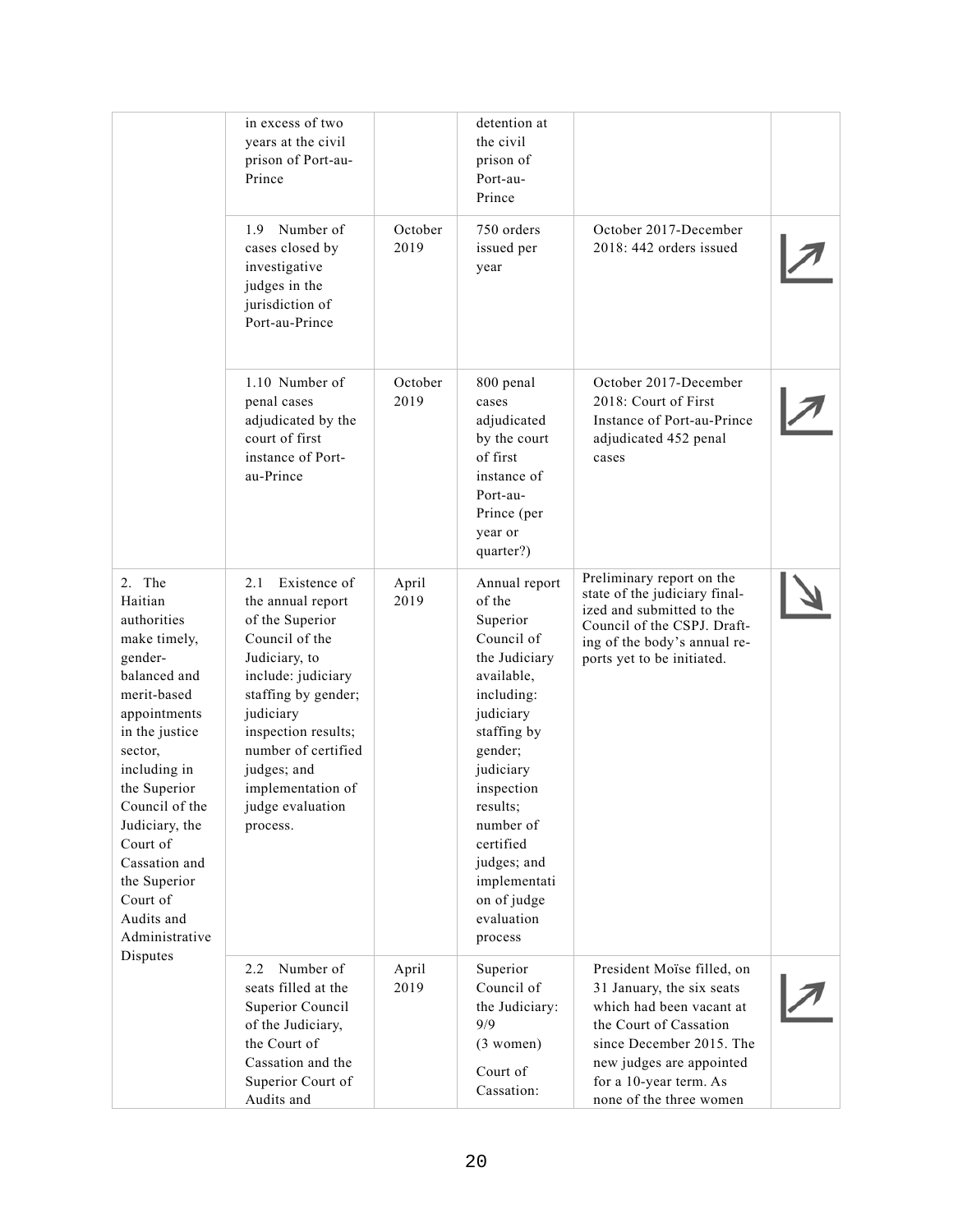| | | | | | |
|---|---|---|---|---|---|
| | in excess of two years at the civil prison of Port-au-Prince | | detention at the civil prison of Port-au-Prince | | |
| | 1.9 Number of cases closed by investigative judges in the jurisdiction of Port-au-Prince | October 2019 | 750 orders issued per year | October 2017-December 2018: 442 orders issued | ↗ |
| | 1.10 Number of penal cases adjudicated by the court of first instance of Port-au-Prince | October 2019 | 800 penal cases adjudicated by the court of first instance of Port-au-Prince (per year or quarter?) | October 2017-December 2018: Court of First Instance of Port-au-Prince adjudicated 452 penal cases | ↗ |
| 2. The Haitian authorities make timely, gender-balanced and merit-based appointments in the justice sector, including in the Superior Council of the Judiciary, the Court of Cassation and the Superior Court of Audits and Administrative Disputes | 2.1 Existence of the annual report of the Superior Council of the Judiciary, to include: judiciary staffing by gender; judiciary inspection results; number of certified judges; and implementation of judge evaluation process. | April 2019 | Annual report of the Superior Council of the Judiciary available, including: judiciary staffing by gender; judiciary inspection results; number of certified judges; and implementation of judge evaluation process | Preliminary report on the state of the judiciary finalized and submitted to the Council of the CSPJ. Drafting of the body's annual reports yet to be initiated. | ↘ |
| | 2.2 Number of seats filled at the Superior Council of the Judiciary, the Court of Cassation and the Superior Court of Audits and | April 2019 | Superior Council of the Judiciary: 9/9 (3 women)<br><br>Court of Cassation: | President Moïse filled, on 31 January, the six seats which had been vacant at the Court of Cassation since December 2015. The new judges are appointed for a 10-year term. As none of the three women | ↗ |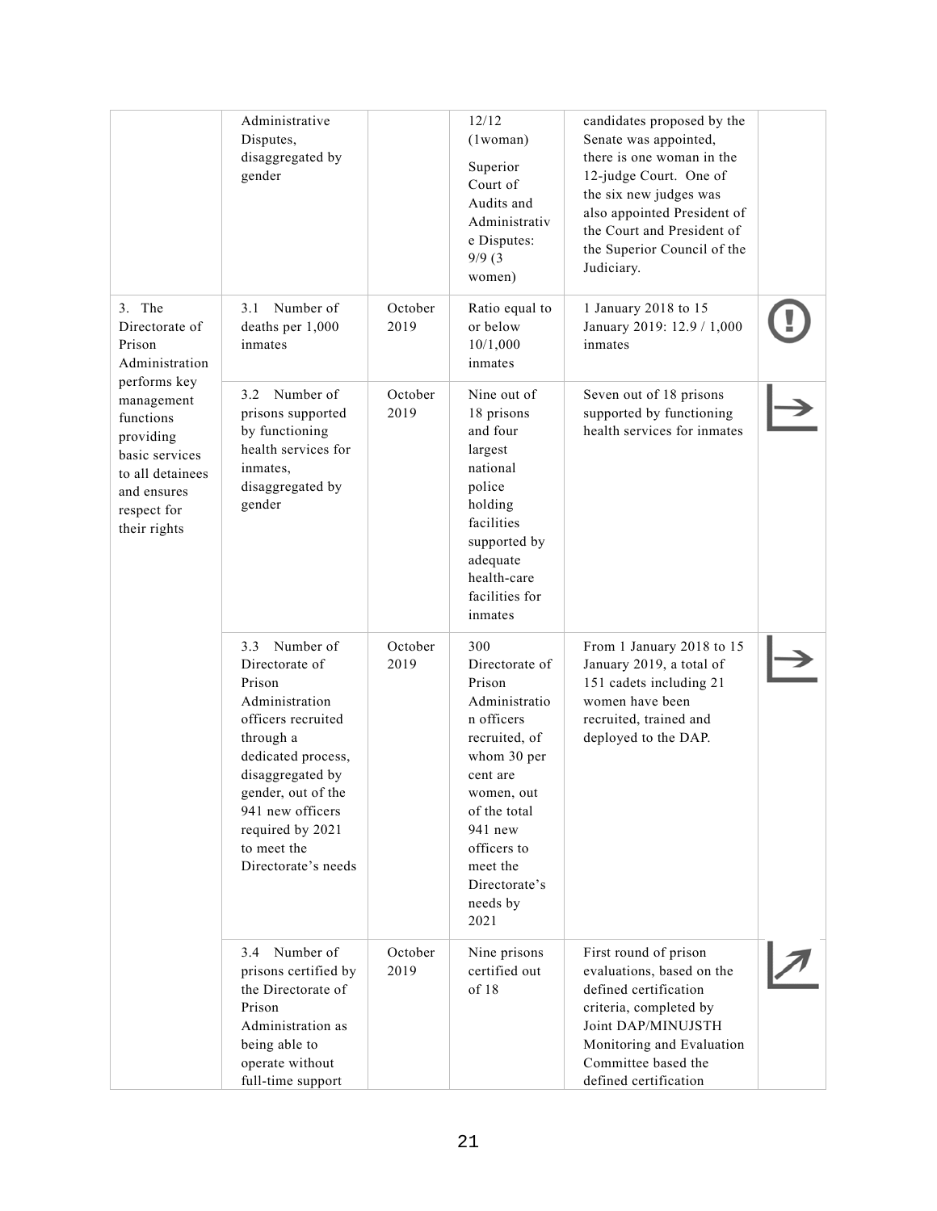| | | | | | |
|---|---|---|---|---|---|
| | Administrative Disputes, disaggregated by gender | | 12/12 (1woman)<br><br>Superior Court of Audits and Administrative Disputes: 9/9 (3 women) | candidates proposed by the Senate was appointed, there is one woman in the 12-judge Court. One of the six new judges was also appointed President of the Court and President of the Superior Council of the Judiciary. | |
| 3. The Directorate of Prison Administration performs key management functions providing basic services to all detainees and ensures respect for their rights | 3.1 Number of deaths per 1,000 inmates | October 2019 | Ratio equal to or below 10/1,000 inmates | 1 January 2018 to 15 January 2019: 12.9 / 1,000 inmates | |
| | 3.2 Number of prisons supported by functioning health services for inmates, disaggregated by gender | October 2019 | Nine out of 18 prisons and four largest national police holding facilities supported by adequate health-care facilities for inmates | Seven out of 18 prisons supported by functioning health services for inmates | |
| | 3.3 Number of Directorate of Prison Administration officers recruited through a dedicated process, disaggregated by gender, out of the 941 new officers required by 2021 to meet the Directorate's needs | October 2019 | 300 Directorate of Prison Administration officers recruited, of whom 30 per cent are women, out of the total 941 new officers to meet the Directorate's needs by 2021 | From 1 January 2018 to 15 January 2019, a total of 151 cadets including 21 women have been recruited, trained and deployed to the DAP. | |
| | 3.4 Number of prisons certified by the Directorate of Prison Administration as being able to operate without full-time support | October 2019 | Nine prisons certified out of 18 | First round of prison evaluations, based on the defined certification criteria, completed by Joint DAP/MINUJSTH Monitoring and Evaluation Committee based the defined certification | |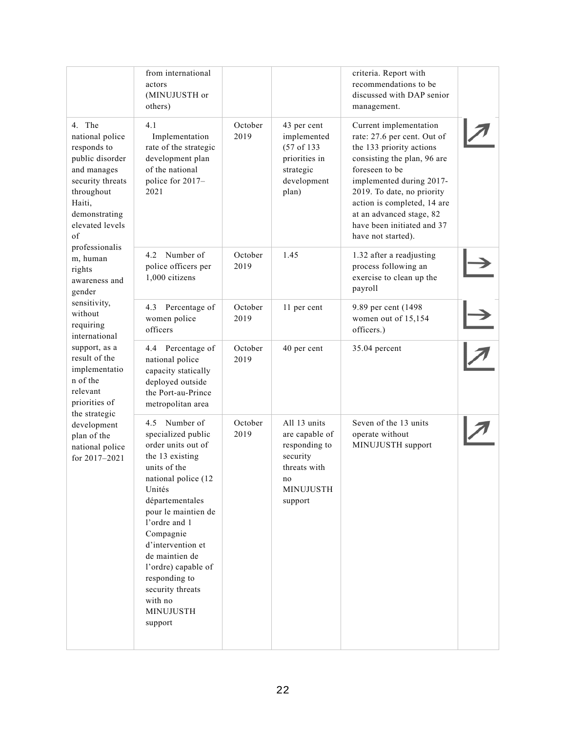|  |  |  |  |  |  |
|---|---|---|---|---|---|
|  | from international actors (MINUJUSTH or others) |  |  | criteria. Report with recommendations to be discussed with DAP senior management. |  |
| 4. The national police responds to public disorder and manages security threats throughout Haiti, demonstrating elevated levels of professionalism, human rights awareness and gender sensitivity, without requiring international support, as a result of the implementation of the relevant priorities of the strategic development plan of the national police for 2017–2021 | 4.1 Implementation rate of the strategic development plan of the national police for 2017–2021 | October 2019 | 43 per cent implemented (57 of 133 priorities in strategic development plan) | Current implementation rate: 27.6 per cent. Out of the 133 priority actions consisting the plan, 96 are foreseen to be implemented during 2017-2019. To date, no priority action is completed, 14 are at an advanced stage, 82 have been initiated and 37 have not started). | ↗ |
|  | 4.2 Number of police officers per 1,000 citizens | October 2019 | 1.45 | 1.32 after a readjusting process following an exercise to clean up the payroll | → |
|  | 4.3 Percentage of women police officers | October 2019 | 11 per cent | 9.89 per cent (1498 women out of 15,154 officers.) | → |
|  | 4.4 Percentage of national police capacity statically deployed outside the Port-au-Prince metropolitan area | October 2019 | 40 per cent | 35.04 percent | ↗ |
|  | 4.5 Number of specialized public order units out of the 13 existing units of the national police (12 Unités départementales pour le maintien de l'ordre and 1 Compagnie d'intervention et de maintien de l'ordre) capable of responding to security threats with no MINUJUSTH support | October 2019 | All 13 units are capable of responding to security threats with no MINUJUSTH support | Seven of the 13 units operate without MINUJUSTH support | ↗ |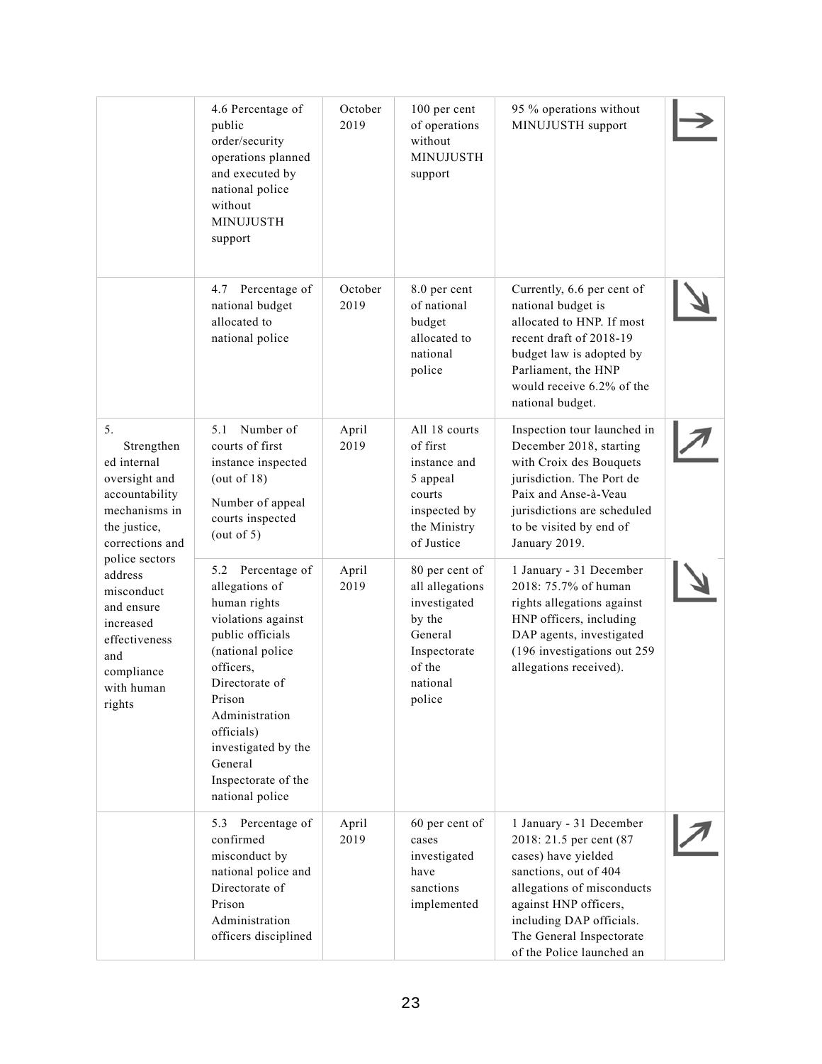| | | | | | |
|---|---|---|---|---|---|
| | 4.6 Percentage of public order/security operations planned and executed by national police without MINUJUSTH support | October 2019 | 100 per cent of operations without MINUJUSTH support | 95 % operations without MINUJUSTH support | → |
| | 4.7 Percentage of national budget allocated to national police | October 2019 | 8.0 per cent of national budget allocated to national police | Currently, 6.6 per cent of national budget is allocated to HNP. If most recent draft of 2018-19 budget law is adopted by Parliament, the HNP would receive 6.2% of the national budget. | ↘ |
| 5. Strengthened internal oversight and accountability mechanisms in the justice, corrections and police sectors address misconduct and ensure increased effectiveness and compliance with human rights | 5.1 Number of courts of first instance inspected (out of 18)<br><br>Number of appeal courts inspected (out of 5) | April 2019 | All 18 courts of first instance and 5 appeal courts inspected by the Ministry of Justice | Inspection tour launched in December 2018, starting with Croix des Bouquets jurisdiction. The Port de Paix and Anse-à-Veau jurisdictions are scheduled to be visited by end of January 2019. | ↗ |
| | 5.2 Percentage of allegations of human rights violations against public officials (national police officers, Directorate of Prison Administration officials) investigated by the General Inspectorate of the national police | April 2019 | 80 per cent of all allegations investigated by the General Inspectorate of the national police | 1 January - 31 December 2018: 75.7% of human rights allegations against HNP officers, including DAP agents, investigated (196 investigations out 259 allegations received). | ↘ |
| | 5.3 Percentage of confirmed misconduct by national police and Directorate of Prison Administration officers disciplined | April 2019 | 60 per cent of cases investigated have sanctions implemented | 1 January - 31 December 2018: 21.5 per cent (87 cases) have yielded sanctions, out of 404 allegations of misconducts against HNP officers, including DAP officials. The General Inspectorate of the Police launched an | ↗ |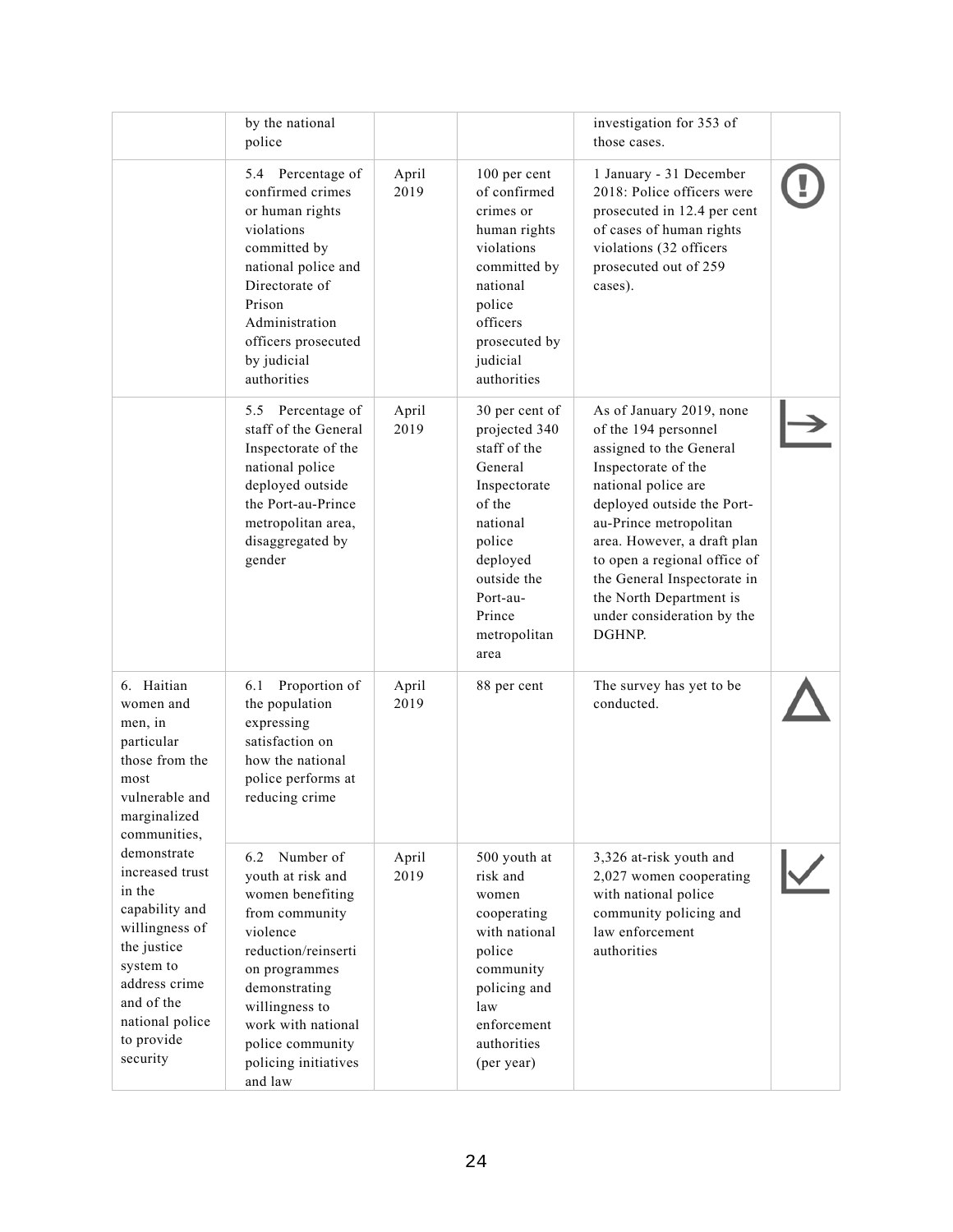|  | by the national police |  |  | investigation for 353 of those cases. |  |
|---|---|---|---|---|---|
|  | 5.4 Percentage of confirmed crimes or human rights violations committed by national police and Directorate of Prison Administration officers prosecuted by judicial authorities | April 2019 | 100 per cent of confirmed crimes or human rights violations committed by national police officers prosecuted by judicial authorities | 1 January - 31 December 2018: Police officers were prosecuted in 12.4 per cent of cases of human rights violations (32 officers prosecuted out of 259 cases). |  |
|  | 5.5 Percentage of staff of the General Inspectorate of the national police deployed outside the Port-au-Prince metropolitan area, disaggregated by gender | April 2019 | 30 per cent of projected 340 staff of the General Inspectorate of the national police deployed outside the Port-au-Prince metropolitan area | As of January 2019, none of the 194 personnel assigned to the General Inspectorate of the national police are deployed outside the Port-au-Prince metropolitan area. However, a draft plan to open a regional office of the General Inspectorate in the North Department is under consideration by the DGHNP. |  |
| 6. Haitian women and men, in particular those from the most vulnerable and marginalized communities, demonstrate increased trust in the capability and willingness of the justice system to address crime and of the national police to provide security | 6.1 Proportion of the population expressing satisfaction on how the national police performs at reducing crime | April 2019 | 88 per cent | The survey has yet to be conducted. |  |
|  | 6.2 Number of youth at risk and women benefiting from community violence reduction/reinsertion programmes demonstrating willingness to work with national police community policing initiatives and law | April 2019 | 500 youth at risk and women cooperating with national police community policing and law enforcement authorities (per year) | 3,326 at-risk youth and 2,027 women cooperating with national police community policing and law enforcement authorities |  |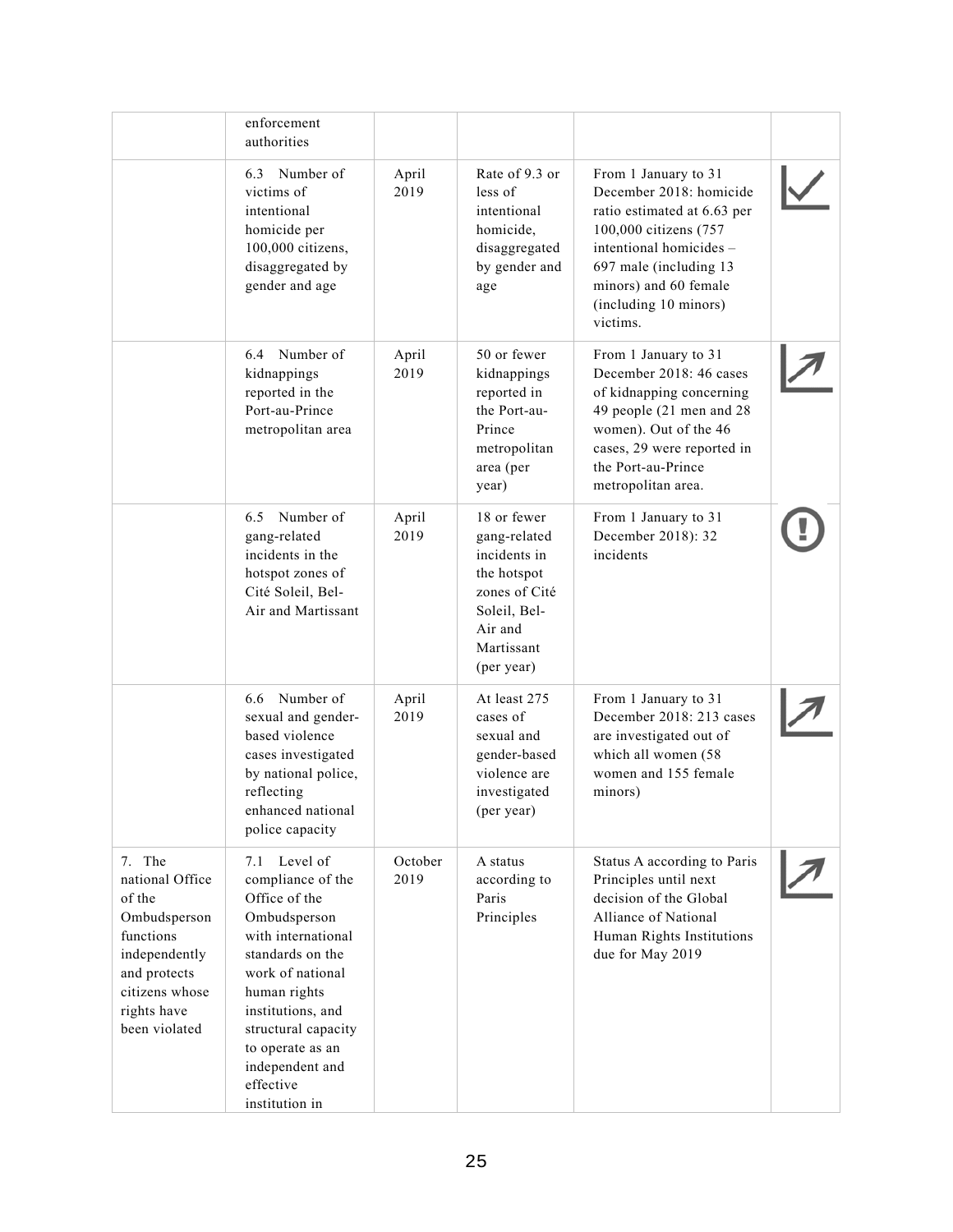|  | enforcement authorities |  |  |  |  |
|---|---|---|---|---|---|
|  | 6.3 Number of victims of intentional homicide per 100,000 citizens, disaggregated by gender and age | April 2019 | Rate of 9.3 or less of intentional homicide, disaggregated by gender and age | From 1 January to 31 December 2018: homicide ratio estimated at 6.63 per 100,000 citizens (757 intentional homicides – 697 male (including 13 minors) and 60 female (including 10 minors) victims. |  |
|  | 6.4 Number of kidnappings reported in the Port-au-Prince metropolitan area | April 2019 | 50 or fewer kidnappings reported in the Port-au-Prince metropolitan area (per year) | From 1 January to 31 December 2018: 46 cases of kidnapping concerning 49 people (21 men and 28 women). Out of the 46 cases, 29 were reported in the Port-au-Prince metropolitan area. |  |
|  | 6.5 Number of gang-related incidents in the hotspot zones of Cité Soleil, Bel-Air and Martissant | April 2019 | 18 or fewer gang-related incidents in the hotspot zones of Cité Soleil, Bel-Air and Martissant (per year) | From 1 January to 31 December 2018): 32 incidents |  |
|  | 6.6 Number of sexual and gender-based violence cases investigated by national police, reflecting enhanced national police capacity | April 2019 | At least 275 cases of sexual and gender-based violence are investigated (per year) | From 1 January to 31 December 2018: 213 cases are investigated out of which all women (58 women and 155 female minors) |  |
| 7. The national Office of the Ombudsperson functions independently and protects citizens whose rights have been violated | 7.1 Level of compliance of the Office of the Ombudsperson with international standards on the work of national human rights institutions, and structural capacity to operate as an independent and effective institution in | October 2019 | A status according to Paris Principles | Status A according to Paris Principles until next decision of the Global Alliance of National Human Rights Institutions due for May 2019 |  |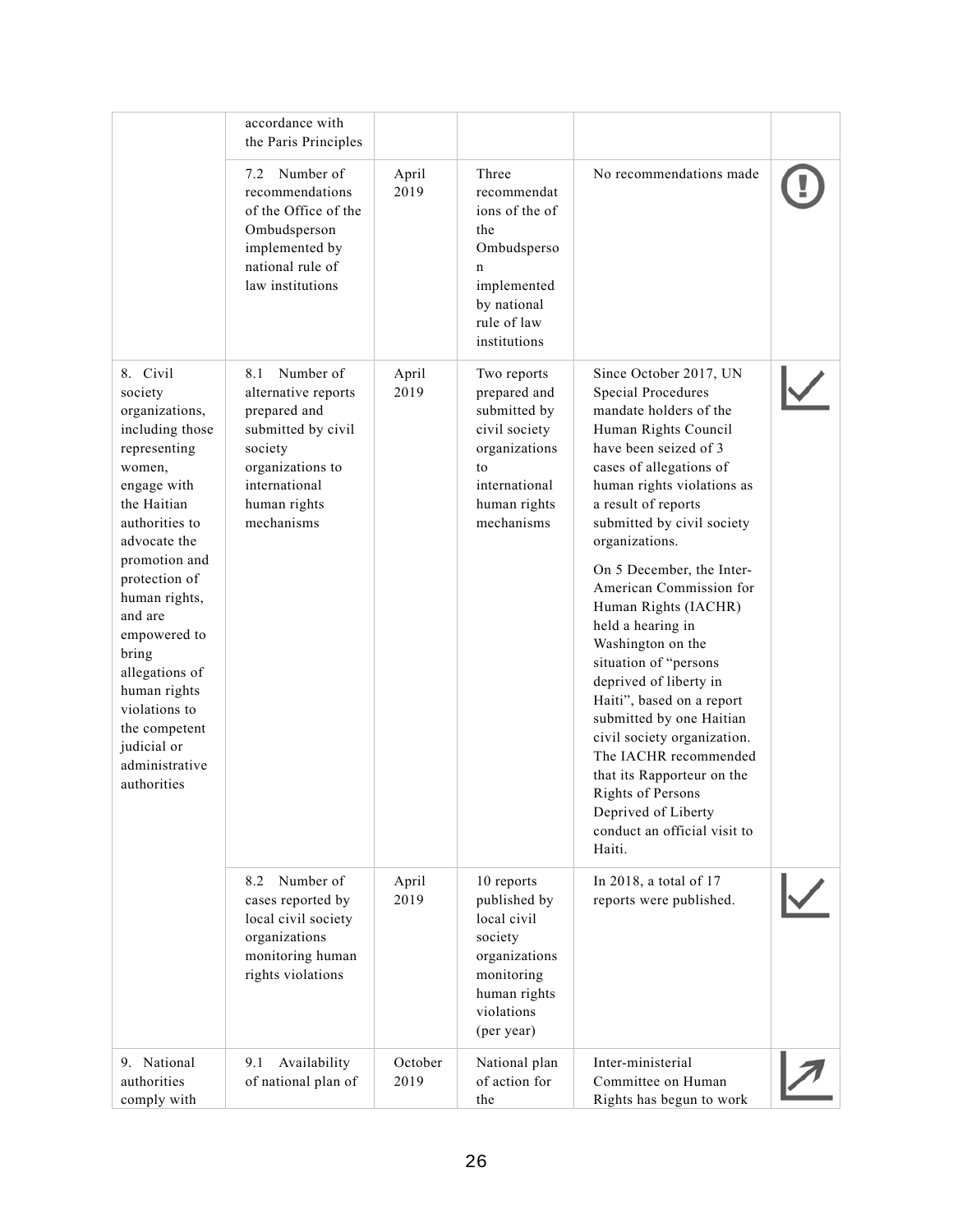|  |  |  |  |  |  |
|---|---|---|---|---|---|
|  | accordance with the Paris Principles |  |  |  |  |
|  | 7.2 Number of recommendations of the Office of the Ombudsperson implemented by national rule of law institutions | April 2019 | Three recommendations of the Ombudsperson implemented by national rule of law institutions | No recommendations made | ! |
| 8. Civil society organizations, including those representing women, engage with the Haitian authorities to advocate the promotion and protection of human rights, and are empowered to bring allegations of human rights violations to the competent judicial or administrative authorities | 8.1 Number of alternative reports prepared and submitted by civil society organizations to international human rights mechanisms | April 2019 | Two reports prepared and submitted by civil society organizations to international human rights mechanisms | Since October 2017, UN Special Procedures mandate holders of the Human Rights Council have been seized of 3 cases of allegations of human rights violations as a result of reports submitted by civil society organizations.<br><br>On 5 December, the Inter-American Commission for Human Rights (IACHR) held a hearing in Washington on the situation of "persons deprived of liberty in Haiti", based on a report submitted by one Haitian civil society organization. The IACHR recommended that its Rapporteur on the Rights of Persons Deprived of Liberty conduct an official visit to Haiti. | ✓ |
|  | 8.2 Number of cases reported by local civil society organizations monitoring human rights violations | April 2019 | 10 reports published by local civil society organizations monitoring human rights violations (per year) | In 2018, a total of 17 reports were published. | ✓ |
| 9. National authorities comply with | 9.1 Availability of national plan of | October 2019 | National plan of action for the | Inter-ministerial Committee on Human Rights has begun to work | ↗ |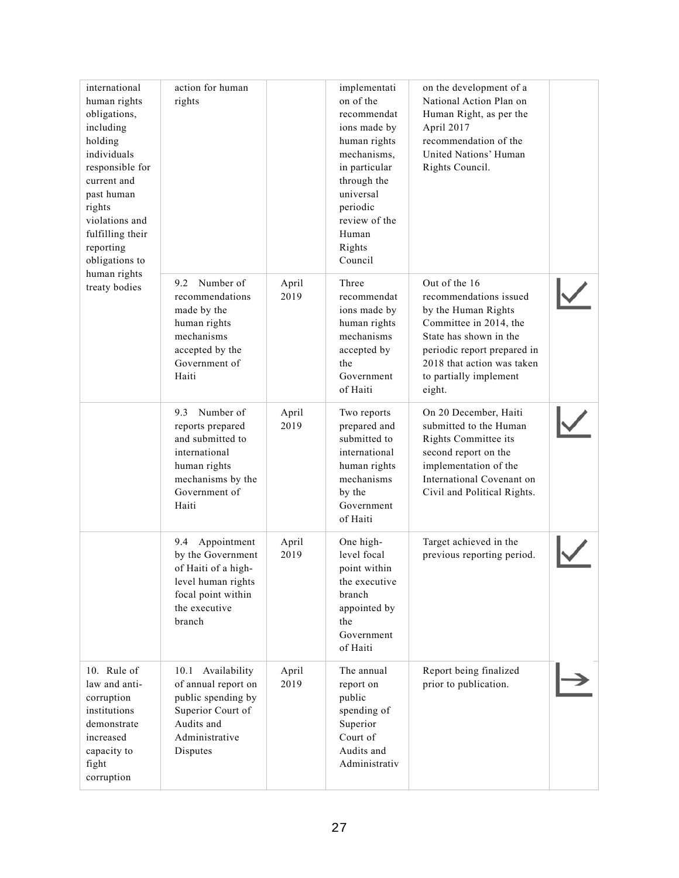| | | | | | |
|---|---|---|---|---|---|
| international human rights obligations, including holding individuals responsible for current and past human rights violations and fulfilling their reporting obligations to human rights treaty bodies | action for human rights | | implementation of the recommendations made by human rights mechanisms, in particular through the universal periodic review of the Human Rights Council | on the development of a National Action Plan on Human Right, as per the April 2017 recommendation of the United Nations' Human Rights Council. | |
| | 9.2 Number of recommendations made by the human rights mechanisms accepted by the Government of Haiti | April 2019 | Three recommendations made by human rights mechanisms accepted by the Government of Haiti | Out of the 16 recommendations issued by the Human Rights Committee in 2014, the State has shown in the periodic report prepared in 2018 that action was taken to partially implement eight. | ✓ |
| | 9.3 Number of reports prepared and submitted to international human rights mechanisms by the Government of Haiti | April 2019 | Two reports prepared and submitted to international human rights mechanisms by the Government of Haiti | On 20 December, Haiti submitted to the Human Rights Committee its second report on the implementation of the International Covenant on Civil and Political Rights. | ✓ |
| | 9.4 Appointment by the Government of Haiti of a high-level human rights focal point within the executive branch | April 2019 | One high-level focal point within the executive branch appointed by the Government of Haiti | Target achieved in the previous reporting period. | ✓ |
| 10. Rule of law and anti-corruption institutions demonstrate increased capacity to fight corruption | 10.1 Availability of annual report on public spending by Superior Court of Audits and Administrative Disputes | April 2019 | The annual report on public spending of Superior Court of Audits and Administrativ | Report being finalized prior to publication. | → |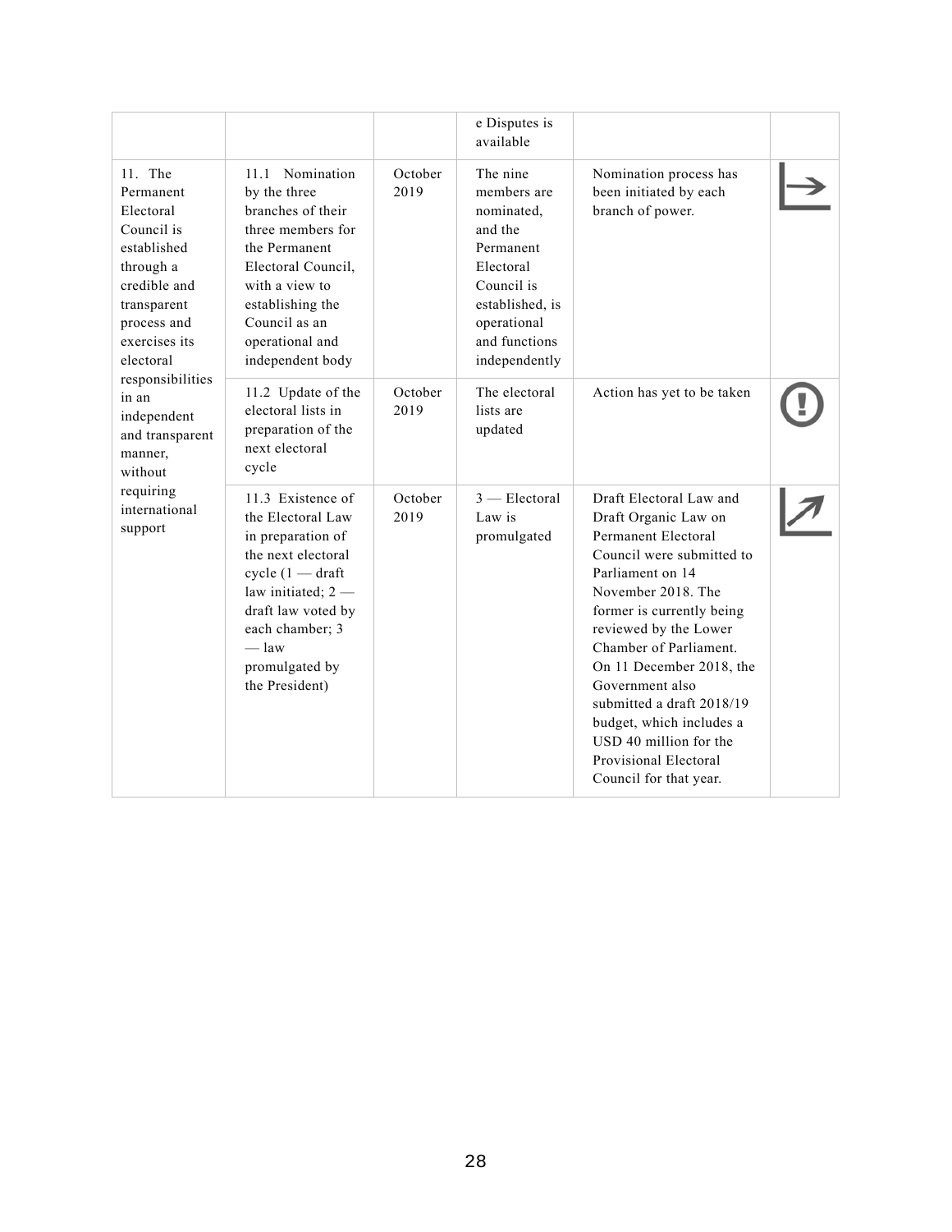| | | | e Disputes is available | | |
|---|---|---|---|---|---|
| 11. The Permanent Electoral Council is established through a credible and transparent process and exercises its electoral responsibilities in an independent and transparent manner, without requiring international support | 11.1 Nomination by the three branches of their three members for the Permanent Electoral Council, with a view to establishing the Council as an operational and independent body | October 2019 | The nine members are nominated, and the Permanent Electoral Council is established, is operational and functions independently | Nomination process has been initiated by each branch of power. | |
| | 11.2 Update of the electoral lists in preparation of the next electoral cycle | October 2019 | The electoral lists are updated | Action has yet to be taken | |
| | 11.3 Existence of the Electoral Law in preparation of the next electoral cycle (1 — draft law initiated; 2 — draft law voted by each chamber; 3 — law promulgated by the President) | October 2019 | 3 — Electoral Law is promulgated | Draft Electoral Law and Draft Organic Law on Permanent Electoral Council were submitted to Parliament on 14 November 2018. The former is currently being reviewed by the Lower Chamber of Parliament. On 11 December 2018, the Government also submitted a draft 2018/19 budget, which includes a USD 40 million for the Provisional Electoral Council for that year. | |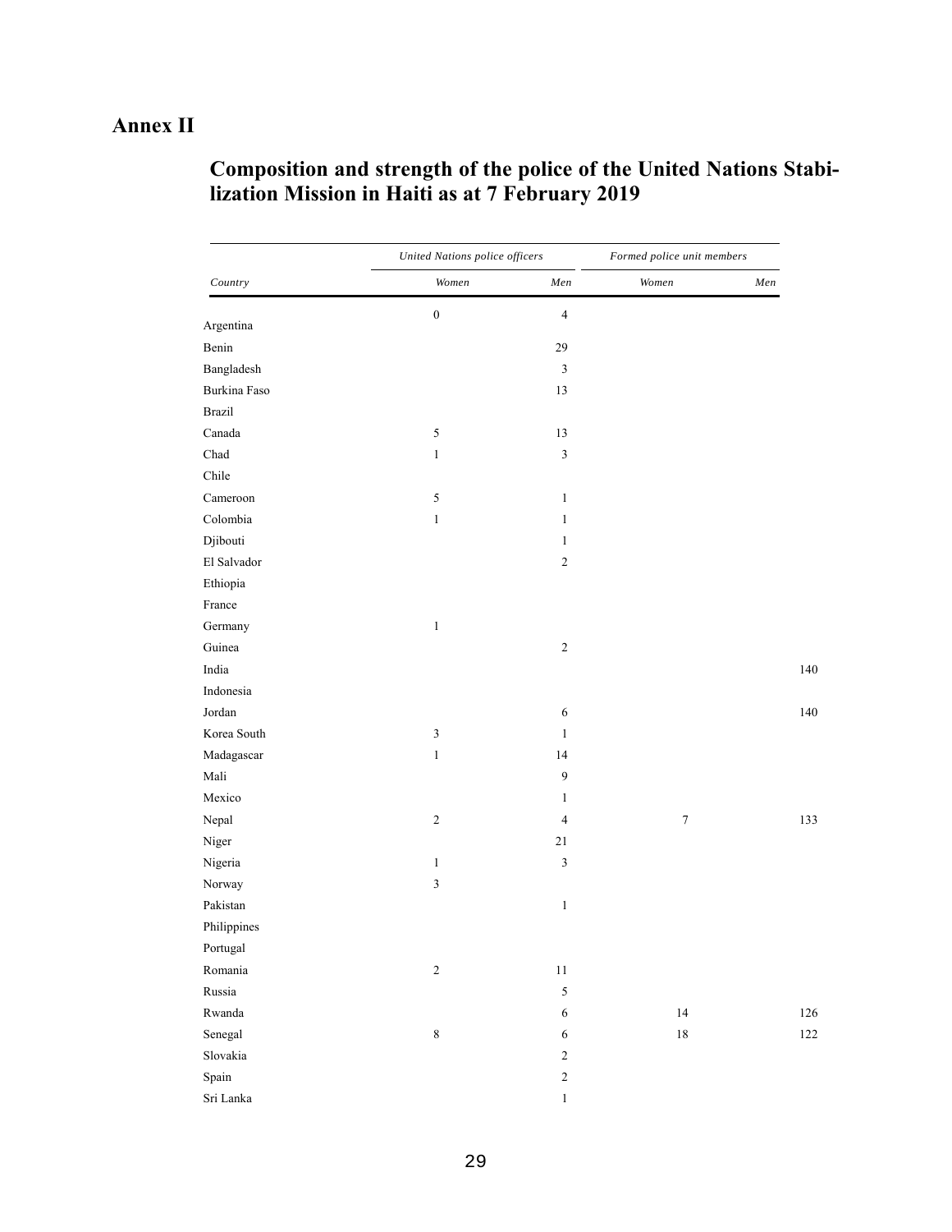# Annex II

## Composition and strength of the police of the United Nations Stabilization Mission in Haiti as at 7 February 2019

| | *United Nations police officers* | | *Formed police unit members* | |
|---|---|---|---|---|
| *Country* | *Women* | *Men* | *Women* | *Men* |
| Argentina | 0 | 4 | | |
| Benin | | 29 | | |
| Bangladesh | | 3 | | |
| Burkina Faso | | 13 | | |
| Brazil | | | | |
| Canada | 5 | 13 | | |
| Chad | 1 | 3 | | |
| Chile | | | | |
| Cameroon | 5 | 1 | | |
| Colombia | 1 | 1 | | |
| Djibouti | | 1 | | |
| El Salvador | | 2 | | |
| Ethiopia | | | | |
| France | | | | |
| Germany | 1 | | | |
| Guinea | | 2 | | |
| India | | | | 140 |
| Indonesia | | | | |
| Jordan | | 6 | | 140 |
| Korea South | 3 | 1 | | |
| Madagascar | 1 | 14 | | |
| Mali | | 9 | | |
| Mexico | | 1 | | |
| Nepal | 2 | 4 | 7 | 133 |
| Niger | | 21 | | |
| Nigeria | 1 | 3 | | |
| Norway | 3 | | | |
| Pakistan | | 1 | | |
| Philippines | | | | |
| Portugal | | | | |
| Romania | 2 | 11 | | |
| Russia | | 5 | | |
| Rwanda | | 6 | 14 | 126 |
| Senegal | 8 | 6 | 18 | 122 |
| Slovakia | | 2 | | |
| Spain | | 2 | | |
| Sri Lanka | | 1 | | |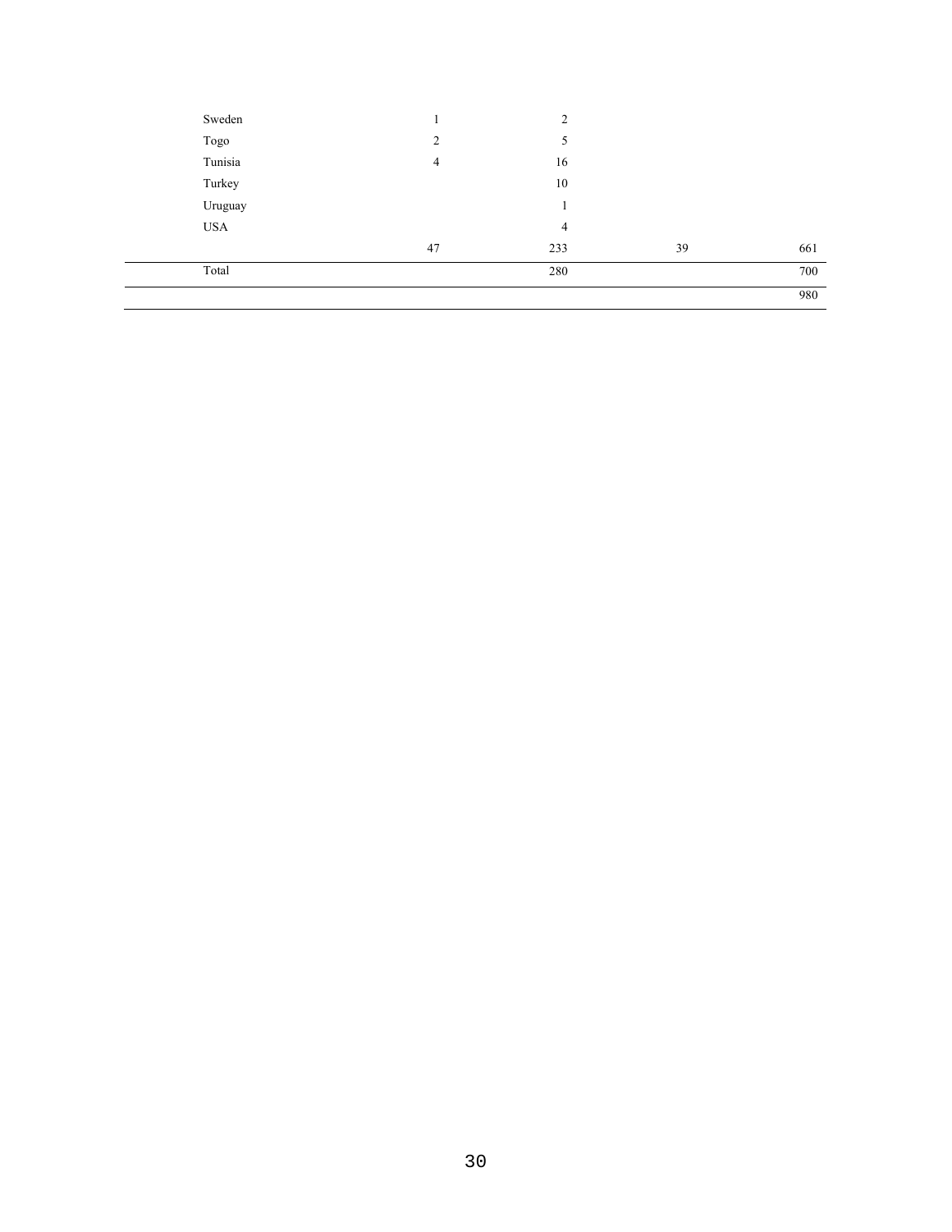| | | | | |
|---|---|---|---|---|
| Sweden | 1 | 2 | | |
| Togo | 2 | 5 | | |
| Tunisia | 4 | 16 | | |
| Turkey | | 10 | | |
| Uruguay | | 1 | | |
| USA | | 4 | | |
| | 47 | 233 | 39 | 661 |
| Total | | 280 | | 700 |
| | | | | 980 |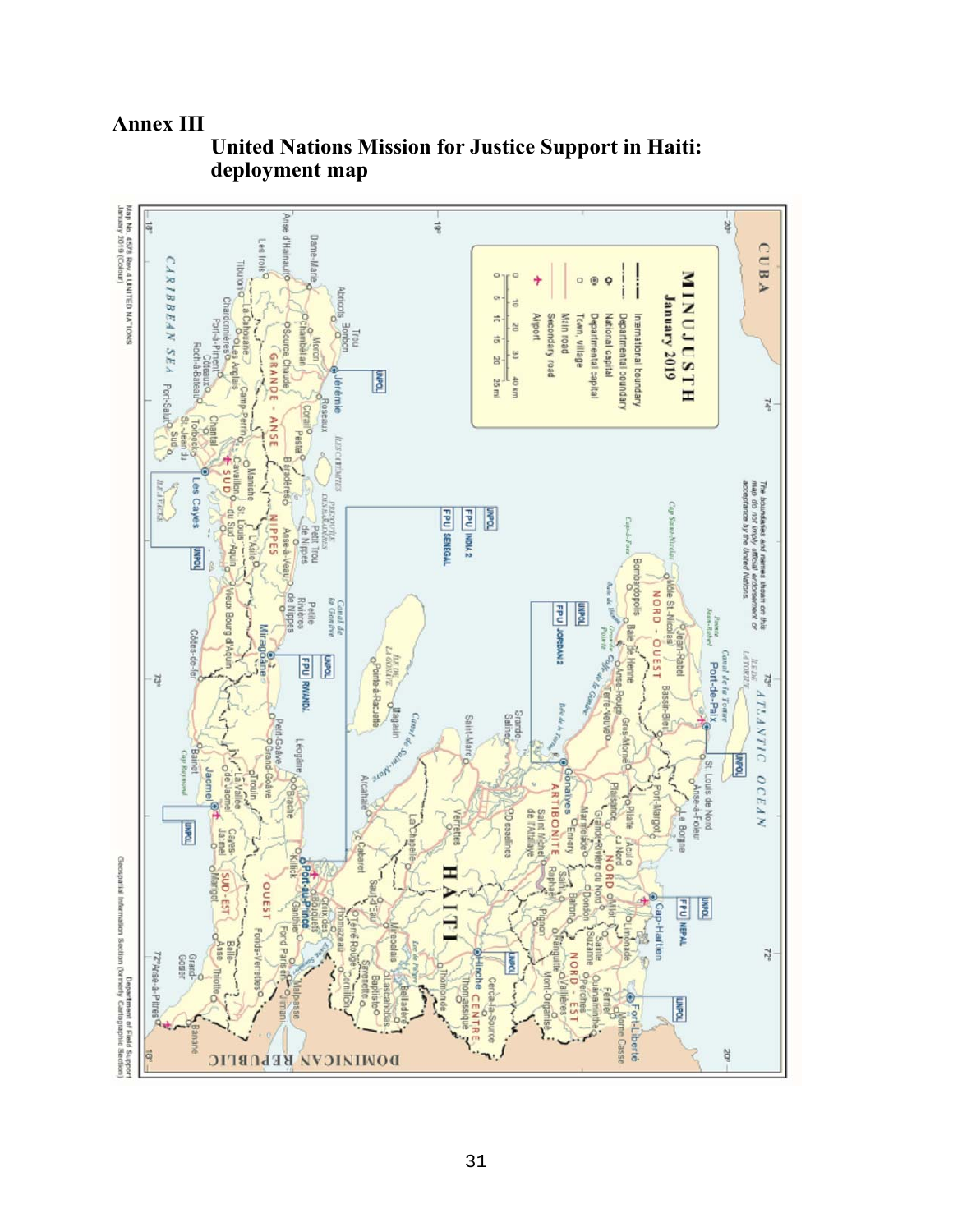# Annex III

## United Nations Mission for Justice Support in Haiti: deployment map

MINUJUSTH
January 2019

International boundary
Departmental boundary
National capital
Departmental capital
Town, village
Main road
Secondary road
Airport

0 10 20 30 40 km
0 5 10 15 20 25 mi

The boundaries and names shown on this map do not imply official endorsement or acceptance by the United Nations.

CUBA
ATLANTIC OCEAN
CARIBBEAN SEA
HAITI
DOMINICAN REPUBLIC

UNPOL
FPU INDIA 2
FPU SENEGAL
FPU JORDAN 2
FPU RWANDA
FPU NEPAL

Port-au-Prince
Cap-Haïtien
Fort-Liberté
Port-de-Paix
Gonaïves
Hinche
Jacmel
Jérémie
Les Cayes
Miragoâne

NORD-OUEST
NORD
NORD-EST
ARTIBONITE
CENTRE
OUEST
SUD-EST
SUD
NIPPES
GRANDE-ANSE

Map No. 4578 Rev. 4 UNITED NATIONS
January 2019 (Colour)

Department of Field Support
Geospatial Information Section (formerly Cartographic Section)